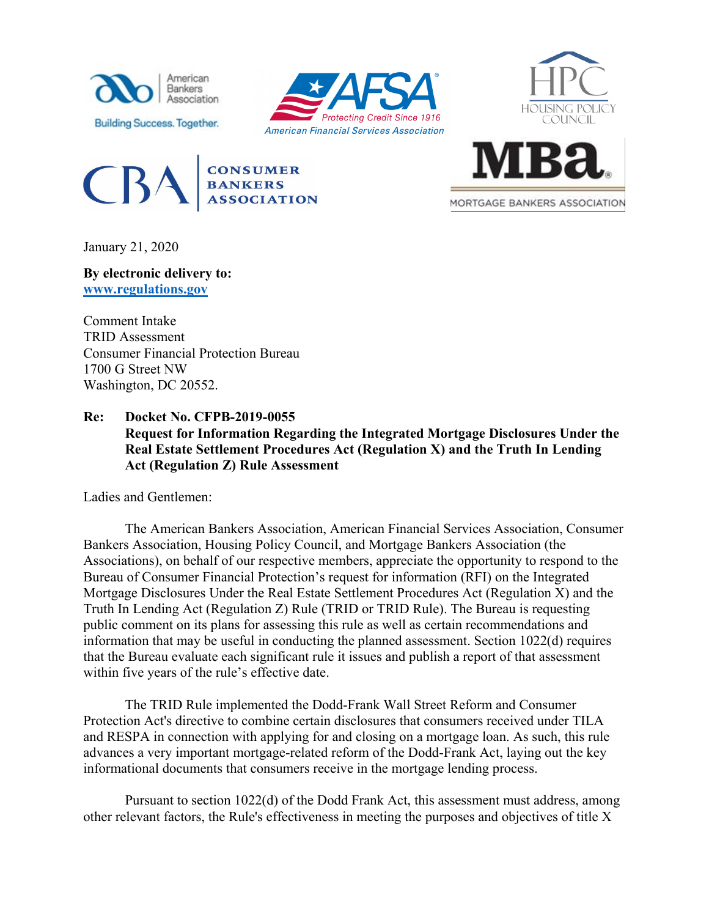January 21, 2020

**By electronic delivery to:**
**www.regulations.gov**

Comment Intake
TRID Assessment
Consumer Financial Protection Bureau
1700 G Street NW
Washington, DC 20552.

**Re: Docket No. CFPB-2019-0055**
**Request for Information Regarding the Integrated Mortgage Disclosures Under the Real Estate Settlement Procedures Act (Regulation X) and the Truth In Lending Act (Regulation Z) Rule Assessment**

Ladies and Gentlemen:

The American Bankers Association, American Financial Services Association, Consumer Bankers Association, Housing Policy Council, and Mortgage Bankers Association (the Associations), on behalf of our respective members, appreciate the opportunity to respond to the Bureau of Consumer Financial Protection's request for information (RFI) on the Integrated Mortgage Disclosures Under the Real Estate Settlement Procedures Act (Regulation X) and the Truth In Lending Act (Regulation Z) Rule (TRID or TRID Rule). The Bureau is requesting public comment on its plans for assessing this rule as well as certain recommendations and information that may be useful in conducting the planned assessment. Section 1022(d) requires that the Bureau evaluate each significant rule it issues and publish a report of that assessment within five years of the rule's effective date.

The TRID Rule implemented the Dodd-Frank Wall Street Reform and Consumer Protection Act's directive to combine certain disclosures that consumers received under TILA and RESPA in connection with applying for and closing on a mortgage loan. As such, this rule advances a very important mortgage-related reform of the Dodd-Frank Act, laying out the key informational documents that consumers receive in the mortgage lending process.

Pursuant to section 1022(d) of the Dodd Frank Act, this assessment must address, among other relevant factors, the Rule's effectiveness in meeting the purposes and objectives of title X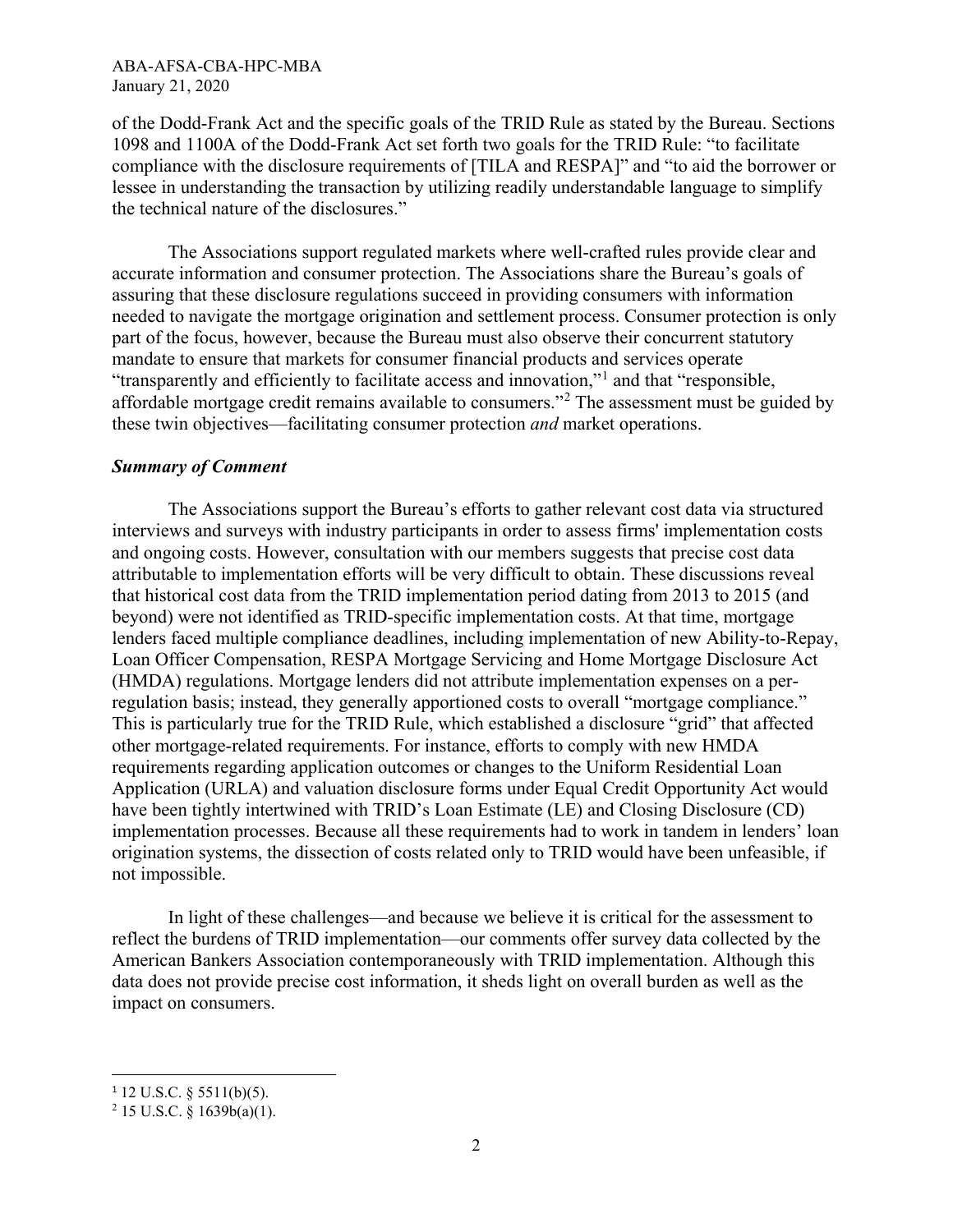of the Dodd-Frank Act and the specific goals of the TRID Rule as stated by the Bureau. Sections 1098 and 1100A of the Dodd-Frank Act set forth two goals for the TRID Rule: "to facilitate compliance with the disclosure requirements of [TILA and RESPA]" and "to aid the borrower or lessee in understanding the transaction by utilizing readily understandable language to simplify the technical nature of the disclosures."

The Associations support regulated markets where well-crafted rules provide clear and accurate information and consumer protection. The Associations share the Bureau's goals of assuring that these disclosure regulations succeed in providing consumers with information needed to navigate the mortgage origination and settlement process. Consumer protection is only part of the focus, however, because the Bureau must also observe their concurrent statutory mandate to ensure that markets for consumer financial products and services operate "transparently and efficiently to facilitate access and innovation,"[1] and that "responsible, affordable mortgage credit remains available to consumers."[2] The assessment must be guided by these twin objectives—facilitating consumer protection *and* market operations.

***Summary of Comment***

The Associations support the Bureau's efforts to gather relevant cost data via structured interviews and surveys with industry participants in order to assess firms' implementation costs and ongoing costs. However, consultation with our members suggests that precise cost data attributable to implementation efforts will be very difficult to obtain. These discussions reveal that historical cost data from the TRID implementation period dating from 2013 to 2015 (and beyond) were not identified as TRID-specific implementation costs. At that time, mortgage lenders faced multiple compliance deadlines, including implementation of new Ability-to-Repay, Loan Officer Compensation, RESPA Mortgage Servicing and Home Mortgage Disclosure Act (HMDA) regulations. Mortgage lenders did not attribute implementation expenses on a per-regulation basis; instead, they generally apportioned costs to overall "mortgage compliance." This is particularly true for the TRID Rule, which established a disclosure "grid" that affected other mortgage-related requirements. For instance, efforts to comply with new HMDA requirements regarding application outcomes or changes to the Uniform Residential Loan Application (URLA) and valuation disclosure forms under Equal Credit Opportunity Act would have been tightly intertwined with TRID's Loan Estimate (LE) and Closing Disclosure (CD) implementation processes. Because all these requirements had to work in tandem in lenders' loan origination systems, the dissection of costs related only to TRID would have been unfeasible, if not impossible.

In light of these challenges—and because we believe it is critical for the assessment to reflect the burdens of TRID implementation—our comments offer survey data collected by the American Bankers Association contemporaneously with TRID implementation. Although this data does not provide precise cost information, it sheds light on overall burden as well as the impact on consumers.

[1] 12 U.S.C. § 5511(b)(5).

[2] 15 U.S.C. § 1639b(a)(1).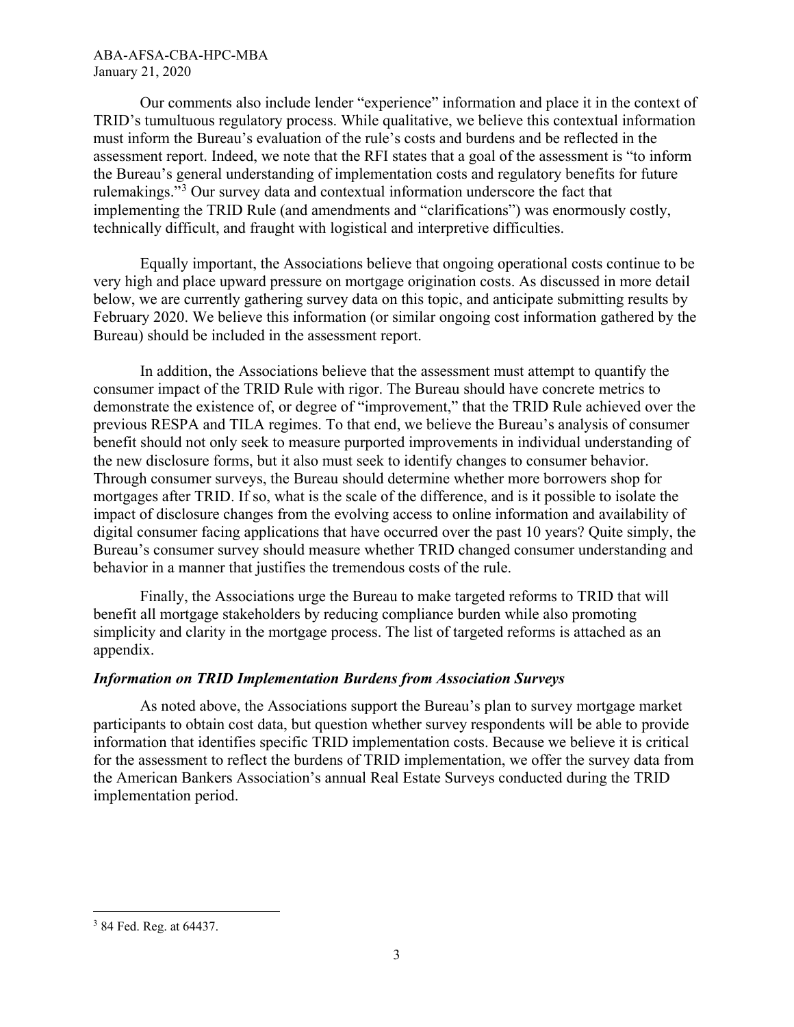Our comments also include lender "experience" information and place it in the context of TRID's tumultuous regulatory process. While qualitative, we believe this contextual information must inform the Bureau's evaluation of the rule's costs and burdens and be reflected in the assessment report. Indeed, we note that the RFI states that a goal of the assessment is "to inform the Bureau's general understanding of implementation costs and regulatory benefits for future rulemakings."[3] Our survey data and contextual information underscore the fact that implementing the TRID Rule (and amendments and "clarifications") was enormously costly, technically difficult, and fraught with logistical and interpretive difficulties.

Equally important, the Associations believe that ongoing operational costs continue to be very high and place upward pressure on mortgage origination costs. As discussed in more detail below, we are currently gathering survey data on this topic, and anticipate submitting results by February 2020. We believe this information (or similar ongoing cost information gathered by the Bureau) should be included in the assessment report.

In addition, the Associations believe that the assessment must attempt to quantify the consumer impact of the TRID Rule with rigor. The Bureau should have concrete metrics to demonstrate the existence of, or degree of "improvement," that the TRID Rule achieved over the previous RESPA and TILA regimes. To that end, we believe the Bureau's analysis of consumer benefit should not only seek to measure purported improvements in individual understanding of the new disclosure forms, but it also must seek to identify changes to consumer behavior. Through consumer surveys, the Bureau should determine whether more borrowers shop for mortgages after TRID. If so, what is the scale of the difference, and is it possible to isolate the impact of disclosure changes from the evolving access to online information and availability of digital consumer facing applications that have occurred over the past 10 years? Quite simply, the Bureau's consumer survey should measure whether TRID changed consumer understanding and behavior in a manner that justifies the tremendous costs of the rule.

Finally, the Associations urge the Bureau to make targeted reforms to TRID that will benefit all mortgage stakeholders by reducing compliance burden while also promoting simplicity and clarity in the mortgage process. The list of targeted reforms is attached as an appendix.

***Information on TRID Implementation Burdens from Association Surveys***

As noted above, the Associations support the Bureau's plan to survey mortgage market participants to obtain cost data, but question whether survey respondents will be able to provide information that identifies specific TRID implementation costs. Because we believe it is critical for the assessment to reflect the burdens of TRID implementation, we offer the survey data from the American Bankers Association's annual Real Estate Surveys conducted during the TRID implementation period.

---

[3] 84 Fed. Reg. at 64437.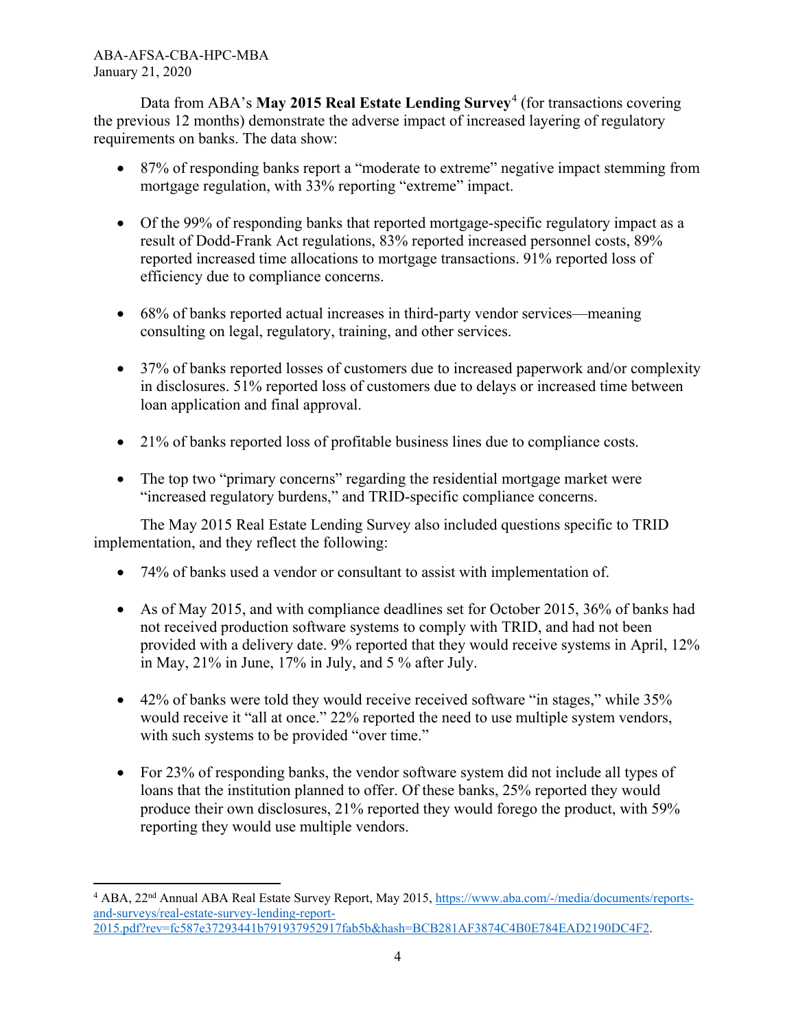Data from ABA's **May 2015 Real Estate Lending Survey**[4] (for transactions covering the previous 12 months) demonstrate the adverse impact of increased layering of regulatory requirements on banks. The data show:

- 87% of responding banks report a "moderate to extreme" negative impact stemming from mortgage regulation, with 33% reporting "extreme" impact.

- Of the 99% of responding banks that reported mortgage-specific regulatory impact as a result of Dodd-Frank Act regulations, 83% reported increased personnel costs, 89% reported increased time allocations to mortgage transactions. 91% reported loss of efficiency due to compliance concerns.

- 68% of banks reported actual increases in third-party vendor services—meaning consulting on legal, regulatory, training, and other services.

- 37% of banks reported losses of customers due to increased paperwork and/or complexity in disclosures. 51% reported loss of customers due to delays or increased time between loan application and final approval.

- 21% of banks reported loss of profitable business lines due to compliance costs.

- The top two "primary concerns" regarding the residential mortgage market were "increased regulatory burdens," and TRID-specific compliance concerns.

The May 2015 Real Estate Lending Survey also included questions specific to TRID implementation, and they reflect the following:

- 74% of banks used a vendor or consultant to assist with implementation of.

- As of May 2015, and with compliance deadlines set for October 2015, 36% of banks had not received production software systems to comply with TRID, and had not been provided with a delivery date. 9% reported that they would receive systems in April, 12% in May, 21% in June, 17% in July, and 5 % after July.

- 42% of banks were told they would receive received software "in stages," while 35% would receive it "all at once." 22% reported the need to use multiple system vendors, with such systems to be provided "over time."

- For 23% of responding banks, the vendor software system did not include all types of loans that the institution planned to offer. Of these banks, 25% reported they would produce their own disclosures, 21% reported they would forego the product, with 59% reporting they would use multiple vendors.

---

[4] ABA, 22nd Annual ABA Real Estate Survey Report, May 2015, https://www.aba.com/-/media/documents/reports-and-surveys/real-estate-survey-lending-report-2015.pdf?rev=fc587e37293441b791937952917fab5b&hash=BCB281AF3874C4B0E784EAD2190DC4F2.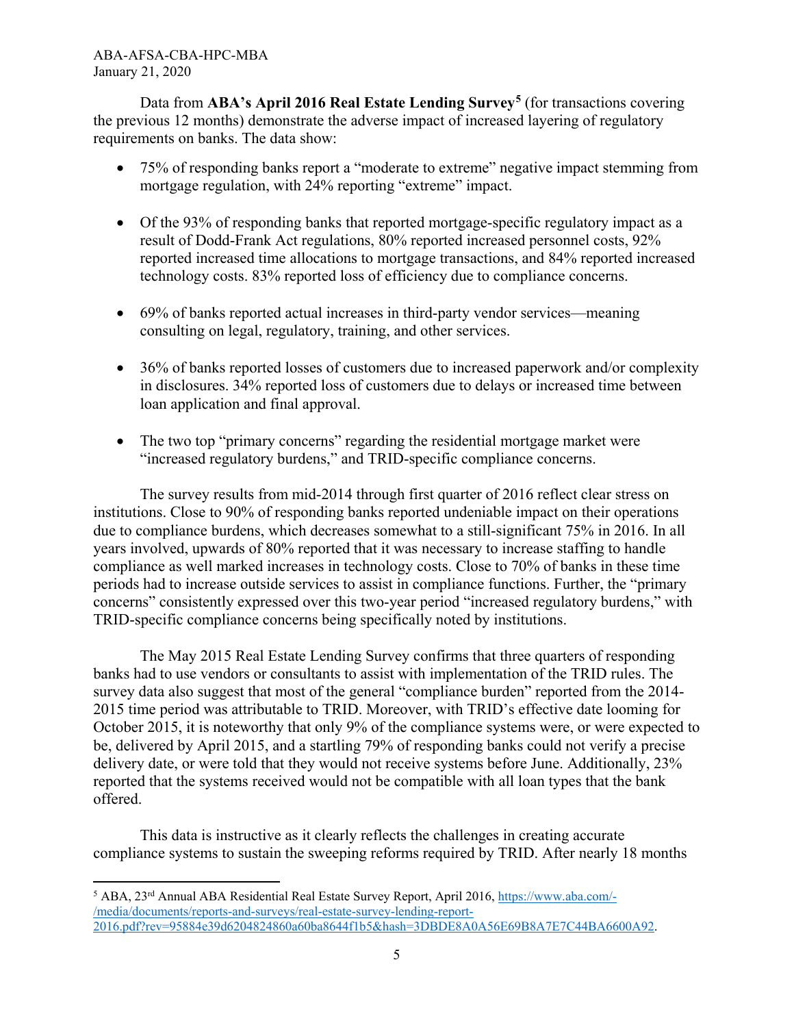Data from **ABA's April 2016 Real Estate Lending Survey**[5] (for transactions covering the previous 12 months) demonstrate the adverse impact of increased layering of regulatory requirements on banks. The data show:

- 75% of responding banks report a "moderate to extreme" negative impact stemming from mortgage regulation, with 24% reporting "extreme" impact.

- Of the 93% of responding banks that reported mortgage-specific regulatory impact as a result of Dodd-Frank Act regulations, 80% reported increased personnel costs, 92% reported increased time allocations to mortgage transactions, and 84% reported increased technology costs. 83% reported loss of efficiency due to compliance concerns.

- 69% of banks reported actual increases in third-party vendor services—meaning consulting on legal, regulatory, training, and other services.

- 36% of banks reported losses of customers due to increased paperwork and/or complexity in disclosures. 34% reported loss of customers due to delays or increased time between loan application and final approval.

- The two top "primary concerns" regarding the residential mortgage market were "increased regulatory burdens," and TRID-specific compliance concerns.

The survey results from mid-2014 through first quarter of 2016 reflect clear stress on institutions. Close to 90% of responding banks reported undeniable impact on their operations due to compliance burdens, which decreases somewhat to a still-significant 75% in 2016. In all years involved, upwards of 80% reported that it was necessary to increase staffing to handle compliance as well marked increases in technology costs. Close to 70% of banks in these time periods had to increase outside services to assist in compliance functions. Further, the "primary concerns" consistently expressed over this two-year period "increased regulatory burdens," with TRID-specific compliance concerns being specifically noted by institutions.

The May 2015 Real Estate Lending Survey confirms that three quarters of responding banks had to use vendors or consultants to assist with implementation of the TRID rules. The survey data also suggest that most of the general "compliance burden" reported from the 2014-2015 time period was attributable to TRID. Moreover, with TRID's effective date looming for October 2015, it is noteworthy that only 9% of the compliance systems were, or were expected to be, delivered by April 2015, and a startling 79% of responding banks could not verify a precise delivery date, or were told that they would not receive systems before June. Additionally, 23% reported that the systems received would not be compatible with all loan types that the bank offered.

This data is instructive as it clearly reflects the challenges in creating accurate compliance systems to sustain the sweeping reforms required by TRID. After nearly 18 months

[5] ABA, 23rd Annual ABA Residential Real Estate Survey Report, April 2016, https://www.aba.com/-/media/documents/reports-and-surveys/real-estate-survey-lending-report-2016.pdf?rev=95884e39d6204824860a60ba8644f1b5&hash=3DBDE8A0A56E69B8A7E7C44BA6600A92.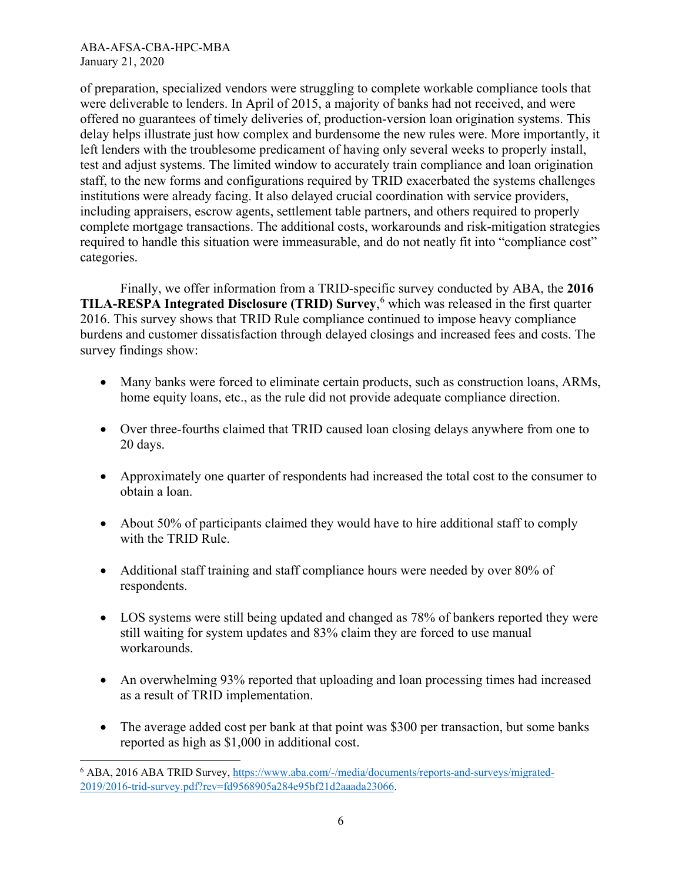of preparation, specialized vendors were struggling to complete workable compliance tools that were deliverable to lenders. In April of 2015, a majority of banks had not received, and were offered no guarantees of timely deliveries of, production-version loan origination systems. This delay helps illustrate just how complex and burdensome the new rules were. More importantly, it left lenders with the troublesome predicament of having only several weeks to properly install, test and adjust systems. The limited window to accurately train compliance and loan origination staff, to the new forms and configurations required by TRID exacerbated the systems challenges institutions were already facing. It also delayed crucial coordination with service providers, including appraisers, escrow agents, settlement table partners, and others required to properly complete mortgage transactions. The additional costs, workarounds and risk-mitigation strategies required to handle this situation were immeasurable, and do not neatly fit into "compliance cost" categories.

Finally, we offer information from a TRID-specific survey conducted by ABA, the **2016 TILA-RESPA Integrated Disclosure (TRID) Survey**,[6] which was released in the first quarter 2016. This survey shows that TRID Rule compliance continued to impose heavy compliance burdens and customer dissatisfaction through delayed closings and increased fees and costs. The survey findings show:

- Many banks were forced to eliminate certain products, such as construction loans, ARMs, home equity loans, etc., as the rule did not provide adequate compliance direction.
- Over three-fourths claimed that TRID caused loan closing delays anywhere from one to 20 days.
- Approximately one quarter of respondents had increased the total cost to the consumer to obtain a loan.
- About 50% of participants claimed they would have to hire additional staff to comply with the TRID Rule.
- Additional staff training and staff compliance hours were needed by over 80% of respondents.
- LOS systems were still being updated and changed as 78% of bankers reported they were still waiting for system updates and 83% claim they are forced to use manual workarounds.
- An overwhelming 93% reported that uploading and loan processing times had increased as a result of TRID implementation.
- The average added cost per bank at that point was $300 per transaction, but some banks reported as high as $1,000 in additional cost.

[6] ABA, 2016 ABA TRID Survey, https://www.aba.com/-/media/documents/reports-and-surveys/migrated-2019/2016-trid-survey.pdf?rev=fd9568905a284e95bf21d2aaada23066.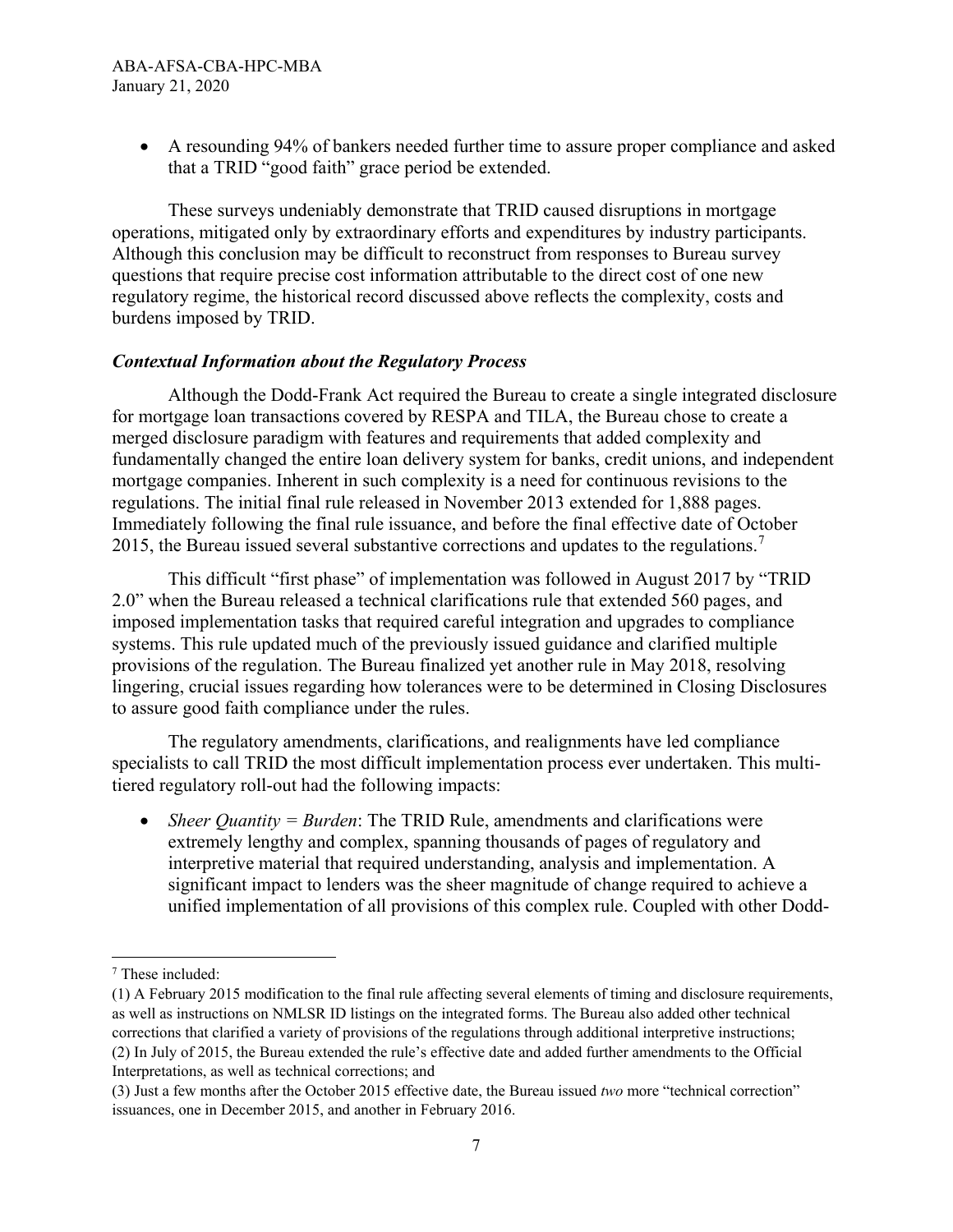- A resounding 94% of bankers needed further time to assure proper compliance and asked that a TRID "good faith" grace period be extended.

These surveys undeniably demonstrate that TRID caused disruptions in mortgage operations, mitigated only by extraordinary efforts and expenditures by industry participants. Although this conclusion may be difficult to reconstruct from responses to Bureau survey questions that require precise cost information attributable to the direct cost of one new regulatory regime, the historical record discussed above reflects the complexity, costs and burdens imposed by TRID.

### *Contextual Information about the Regulatory Process*

Although the Dodd-Frank Act required the Bureau to create a single integrated disclosure for mortgage loan transactions covered by RESPA and TILA, the Bureau chose to create a merged disclosure paradigm with features and requirements that added complexity and fundamentally changed the entire loan delivery system for banks, credit unions, and independent mortgage companies. Inherent in such complexity is a need for continuous revisions to the regulations. The initial final rule released in November 2013 extended for 1,888 pages. Immediately following the final rule issuance, and before the final effective date of October 2015, the Bureau issued several substantive corrections and updates to the regulations.[7]

This difficult "first phase" of implementation was followed in August 2017 by "TRID 2.0" when the Bureau released a technical clarifications rule that extended 560 pages, and imposed implementation tasks that required careful integration and upgrades to compliance systems. This rule updated much of the previously issued guidance and clarified multiple provisions of the regulation. The Bureau finalized yet another rule in May 2018, resolving lingering, crucial issues regarding how tolerances were to be determined in Closing Disclosures to assure good faith compliance under the rules.

The regulatory amendments, clarifications, and realignments have led compliance specialists to call TRID the most difficult implementation process ever undertaken. This multi-tiered regulatory roll-out had the following impacts:

- *Sheer Quantity = Burden*: The TRID Rule, amendments and clarifications were extremely lengthy and complex, spanning thousands of pages of regulatory and interpretive material that required understanding, analysis and implementation. A significant impact to lenders was the sheer magnitude of change required to achieve a unified implementation of all provisions of this complex rule. Coupled with other Dodd-

---

[7] These included:

(1) A February 2015 modification to the final rule affecting several elements of timing and disclosure requirements, as well as instructions on NMLSR ID listings on the integrated forms. The Bureau also added other technical corrections that clarified a variety of provisions of the regulations through additional interpretive instructions;

(2) In July of 2015, the Bureau extended the rule's effective date and added further amendments to the Official Interpretations, as well as technical corrections; and

(3) Just a few months after the October 2015 effective date, the Bureau issued *two* more "technical correction" issuances, one in December 2015, and another in February 2016.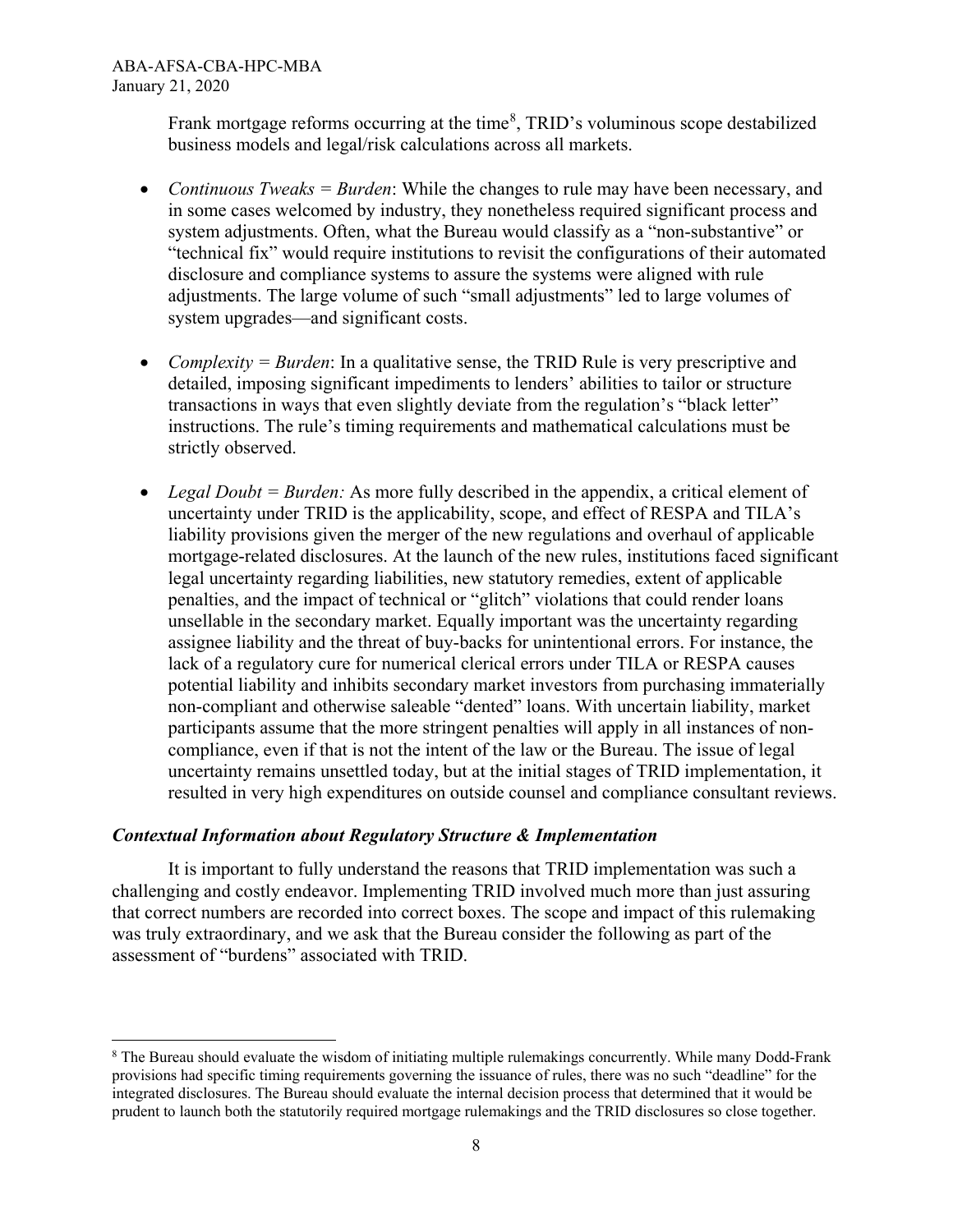Frank mortgage reforms occurring at the time[8], TRID's voluminous scope destabilized business models and legal/risk calculations across all markets.

- *Continuous Tweaks = Burden*: While the changes to rule may have been necessary, and in some cases welcomed by industry, they nonetheless required significant process and system adjustments. Often, what the Bureau would classify as a "non-substantive" or "technical fix" would require institutions to revisit the configurations of their automated disclosure and compliance systems to assure the systems were aligned with rule adjustments. The large volume of such "small adjustments" led to large volumes of system upgrades—and significant costs.

- *Complexity = Burden*: In a qualitative sense, the TRID Rule is very prescriptive and detailed, imposing significant impediments to lenders' abilities to tailor or structure transactions in ways that even slightly deviate from the regulation's "black letter" instructions. The rule's timing requirements and mathematical calculations must be strictly observed.

- *Legal Doubt = Burden:* As more fully described in the appendix, a critical element of uncertainty under TRID is the applicability, scope, and effect of RESPA and TILA's liability provisions given the merger of the new regulations and overhaul of applicable mortgage-related disclosures. At the launch of the new rules, institutions faced significant legal uncertainty regarding liabilities, new statutory remedies, extent of applicable penalties, and the impact of technical or "glitch" violations that could render loans unsellable in the secondary market. Equally important was the uncertainty regarding assignee liability and the threat of buy-backs for unintentional errors. For instance, the lack of a regulatory cure for numerical clerical errors under TILA or RESPA causes potential liability and inhibits secondary market investors from purchasing immaterially non-compliant and otherwise saleable "dented" loans. With uncertain liability, market participants assume that the more stringent penalties will apply in all instances of non-compliance, even if that is not the intent of the law or the Bureau. The issue of legal uncertainty remains unsettled today, but at the initial stages of TRID implementation, it resulted in very high expenditures on outside counsel and compliance consultant reviews.

### *Contextual Information about Regulatory Structure & Implementation*

It is important to fully understand the reasons that TRID implementation was such a challenging and costly endeavor. Implementing TRID involved much more than just assuring that correct numbers are recorded into correct boxes. The scope and impact of this rulemaking was truly extraordinary, and we ask that the Bureau consider the following as part of the assessment of "burdens" associated with TRID.

---

[8] The Bureau should evaluate the wisdom of initiating multiple rulemakings concurrently. While many Dodd-Frank provisions had specific timing requirements governing the issuance of rules, there was no such "deadline" for the integrated disclosures. The Bureau should evaluate the internal decision process that determined that it would be prudent to launch both the statutorily required mortgage rulemakings and the TRID disclosures so close together.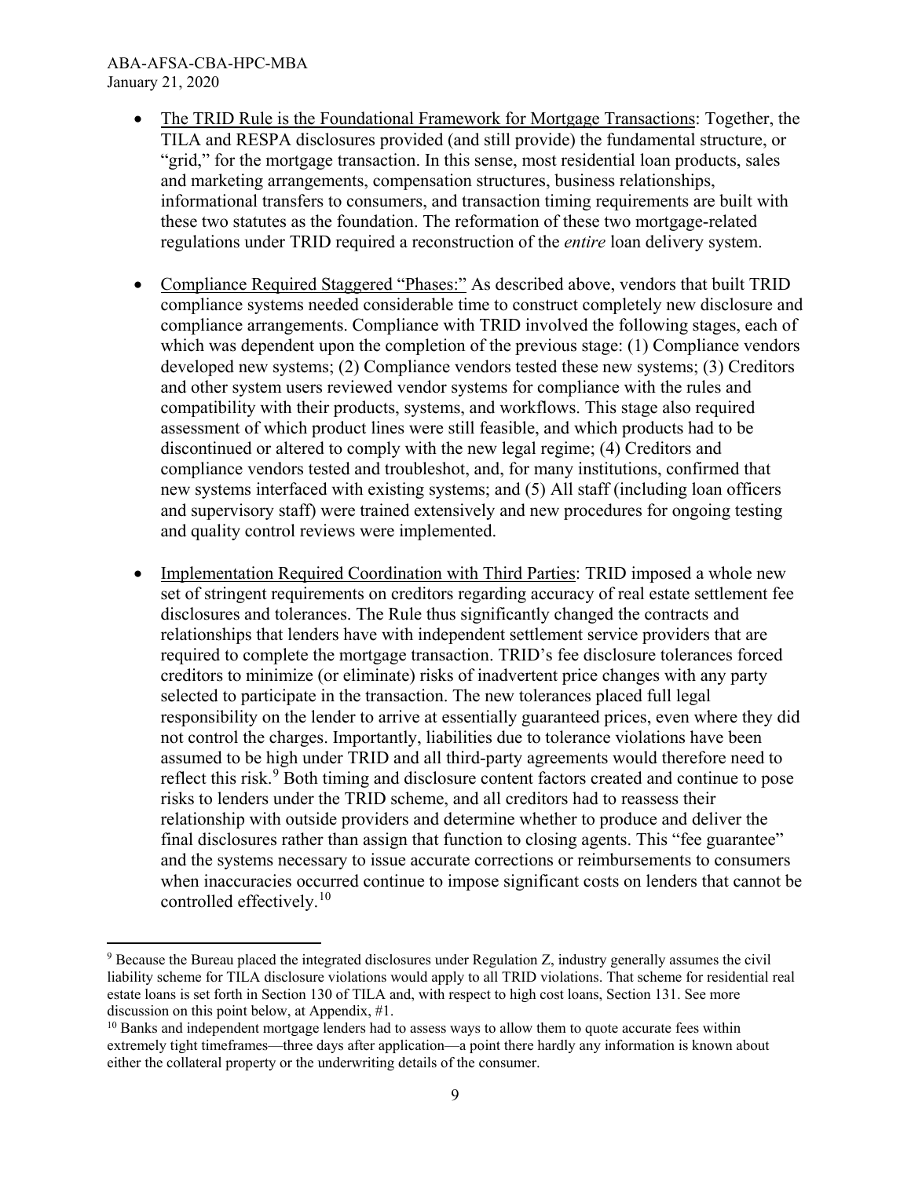- The TRID Rule is the Foundational Framework for Mortgage Transactions: Together, the TILA and RESPA disclosures provided (and still provide) the fundamental structure, or "grid," for the mortgage transaction. In this sense, most residential loan products, sales and marketing arrangements, compensation structures, business relationships, informational transfers to consumers, and transaction timing requirements are built with these two statutes as the foundation. The reformation of these two mortgage-related regulations under TRID required a reconstruction of the *entire* loan delivery system.

- Compliance Required Staggered "Phases:" As described above, vendors that built TRID compliance systems needed considerable time to construct completely new disclosure and compliance arrangements. Compliance with TRID involved the following stages, each of which was dependent upon the completion of the previous stage: (1) Compliance vendors developed new systems; (2) Compliance vendors tested these new systems; (3) Creditors and other system users reviewed vendor systems for compliance with the rules and compatibility with their products, systems, and workflows. This stage also required assessment of which product lines were still feasible, and which products had to be discontinued or altered to comply with the new legal regime; (4) Creditors and compliance vendors tested and troubleshot, and, for many institutions, confirmed that new systems interfaced with existing systems; and (5) All staff (including loan officers and supervisory staff) were trained extensively and new procedures for ongoing testing and quality control reviews were implemented.

- Implementation Required Coordination with Third Parties: TRID imposed a whole new set of stringent requirements on creditors regarding accuracy of real estate settlement fee disclosures and tolerances. The Rule thus significantly changed the contracts and relationships that lenders have with independent settlement service providers that are required to complete the mortgage transaction. TRID's fee disclosure tolerances forced creditors to minimize (or eliminate) risks of inadvertent price changes with any party selected to participate in the transaction. The new tolerances placed full legal responsibility on the lender to arrive at essentially guaranteed prices, even where they did not control the charges. Importantly, liabilities due to tolerance violations have been assumed to be high under TRID and all third-party agreements would therefore need to reflect this risk.[9] Both timing and disclosure content factors created and continue to pose risks to lenders under the TRID scheme, and all creditors had to reassess their relationship with outside providers and determine whether to produce and deliver the final disclosures rather than assign that function to closing agents. This "fee guarantee" and the systems necessary to issue accurate corrections or reimbursements to consumers when inaccuracies occurred continue to impose significant costs on lenders that cannot be controlled effectively.[10]

---

[9] Because the Bureau placed the integrated disclosures under Regulation Z, industry generally assumes the civil liability scheme for TILA disclosure violations would apply to all TRID violations. That scheme for residential real estate loans is set forth in Section 130 of TILA and, with respect to high cost loans, Section 131. See more discussion on this point below, at Appendix, #1.

[10] Banks and independent mortgage lenders had to assess ways to allow them to quote accurate fees within extremely tight timeframes—three days after application—a point there hardly any information is known about either the collateral property or the underwriting details of the consumer.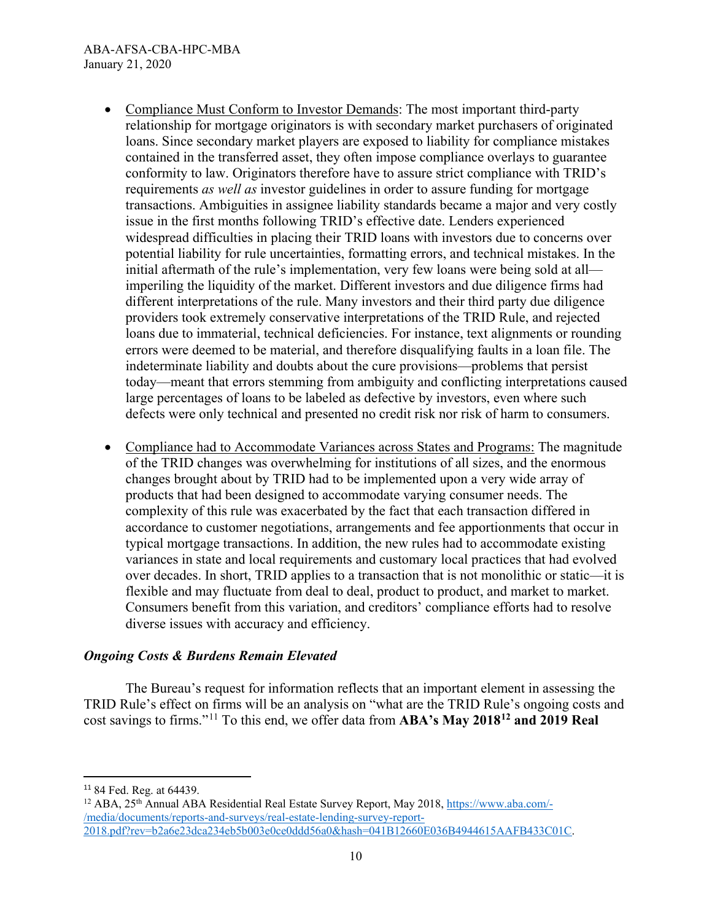- <u>Compliance Must Conform to Investor Demands</u>: The most important third-party relationship for mortgage originators is with secondary market purchasers of originated loans. Since secondary market players are exposed to liability for compliance mistakes contained in the transferred asset, they often impose compliance overlays to guarantee conformity to law. Originators therefore have to assure strict compliance with TRID's requirements *as well as* investor guidelines in order to assure funding for mortgage transactions. Ambiguities in assignee liability standards became a major and very costly issue in the first months following TRID's effective date. Lenders experienced widespread difficulties in placing their TRID loans with investors due to concerns over potential liability for rule uncertainties, formatting errors, and technical mistakes. In the initial aftermath of the rule's implementation, very few loans were being sold at all—imperiling the liquidity of the market. Different investors and due diligence firms had different interpretations of the rule. Many investors and their third party due diligence providers took extremely conservative interpretations of the TRID Rule, and rejected loans due to immaterial, technical deficiencies. For instance, text alignments or rounding errors were deemed to be material, and therefore disqualifying faults in a loan file. The indeterminate liability and doubts about the cure provisions—problems that persist today—meant that errors stemming from ambiguity and conflicting interpretations caused large percentages of loans to be labeled as defective by investors, even where such defects were only technical and presented no credit risk nor risk of harm to consumers.

- <u>Compliance had to Accommodate Variances across States and Programs:</u> The magnitude of the TRID changes was overwhelming for institutions of all sizes, and the enormous changes brought about by TRID had to be implemented upon a very wide array of products that had been designed to accommodate varying consumer needs. The complexity of this rule was exacerbated by the fact that each transaction differed in accordance to customer negotiations, arrangements and fee apportionments that occur in typical mortgage transactions. In addition, the new rules had to accommodate existing variances in state and local requirements and customary local practices that had evolved over decades. In short, TRID applies to a transaction that is not monolithic or static—it is flexible and may fluctuate from deal to deal, product to product, and market to market. Consumers benefit from this variation, and creditors' compliance efforts had to resolve diverse issues with accuracy and efficiency.

### *Ongoing Costs & Burdens Remain Elevated*

The Bureau's request for information reflects that an important element in assessing the TRID Rule's effect on firms will be an analysis on "what are the TRID Rule's ongoing costs and cost savings to firms."[11] To this end, we offer data from **ABA's May 2018[12] and 2019 Real**

---

[11] 84 Fed. Reg. at 64439.

[12] ABA, 25th Annual ABA Residential Real Estate Survey Report, May 2018, https://www.aba.com/-/media/documents/reports-and-surveys/real-estate-lending-survey-report-2018.pdf?rev=b2a6e23dca234eb5b003e0ce0ddd56a0&hash=041B12660E036B4944615AAFB433C01C.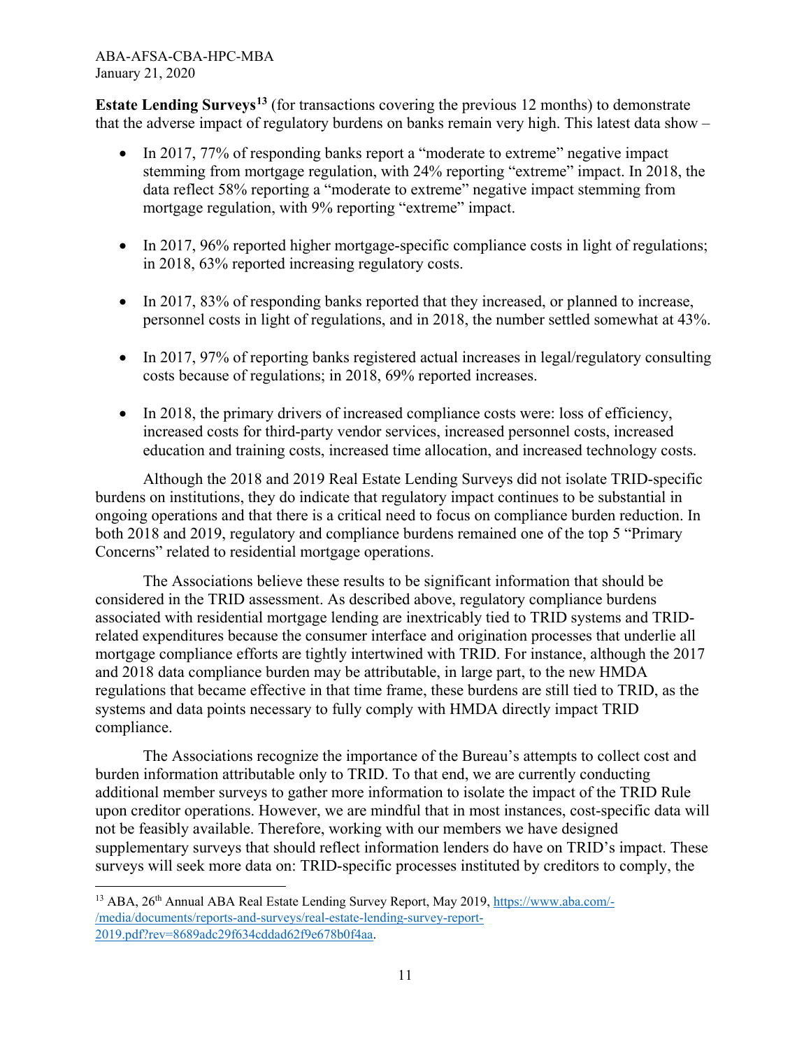**Estate Lending Surveys**[13] (for transactions covering the previous 12 months) to demonstrate that the adverse impact of regulatory burdens on banks remain very high. This latest data show –

- In 2017, 77% of responding banks report a "moderate to extreme" negative impact stemming from mortgage regulation, with 24% reporting "extreme" impact. In 2018, the data reflect 58% reporting a "moderate to extreme" negative impact stemming from mortgage regulation, with 9% reporting "extreme" impact.

- In 2017, 96% reported higher mortgage-specific compliance costs in light of regulations; in 2018, 63% reported increasing regulatory costs.

- In 2017, 83% of responding banks reported that they increased, or planned to increase, personnel costs in light of regulations, and in 2018, the number settled somewhat at 43%.

- In 2017, 97% of reporting banks registered actual increases in legal/regulatory consulting costs because of regulations; in 2018, 69% reported increases.

- In 2018, the primary drivers of increased compliance costs were: loss of efficiency, increased costs for third-party vendor services, increased personnel costs, increased education and training costs, increased time allocation, and increased technology costs.

Although the 2018 and 2019 Real Estate Lending Surveys did not isolate TRID-specific burdens on institutions, they do indicate that regulatory impact continues to be substantial in ongoing operations and that there is a critical need to focus on compliance burden reduction. In both 2018 and 2019, regulatory and compliance burdens remained one of the top 5 "Primary Concerns" related to residential mortgage operations.

The Associations believe these results to be significant information that should be considered in the TRID assessment. As described above, regulatory compliance burdens associated with residential mortgage lending are inextricably tied to TRID systems and TRID-related expenditures because the consumer interface and origination processes that underlie all mortgage compliance efforts are tightly intertwined with TRID. For instance, although the 2017 and 2018 data compliance burden may be attributable, in large part, to the new HMDA regulations that became effective in that time frame, these burdens are still tied to TRID, as the systems and data points necessary to fully comply with HMDA directly impact TRID compliance.

The Associations recognize the importance of the Bureau's attempts to collect cost and burden information attributable only to TRID. To that end, we are currently conducting additional member surveys to gather more information to isolate the impact of the TRID Rule upon creditor operations. However, we are mindful that in most instances, cost-specific data will not be feasibly available. Therefore, working with our members we have designed supplementary surveys that should reflect information lenders do have on TRID's impact. These surveys will seek more data on: TRID-specific processes instituted by creditors to comply, the

---

[13] ABA, 26th Annual ABA Real Estate Lending Survey Report, May 2019, https://www.aba.com/-/media/documents/reports-and-surveys/real-estate-lending-survey-report-2019.pdf?rev=8689adc29f634cddad62f9e678b0f4aa.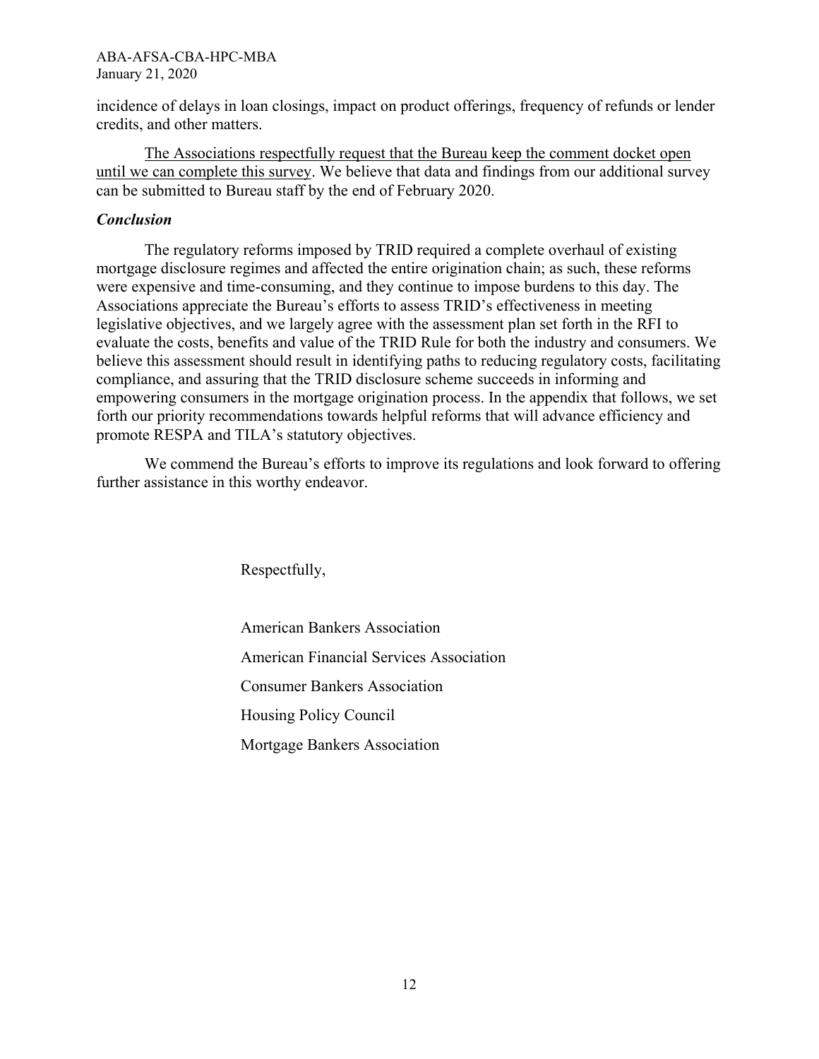incidence of delays in loan closings, impact on product offerings, frequency of refunds or lender credits, and other matters.

<u>The Associations respectfully request that the Bureau keep the comment docket open until we can complete this survey</u>. We believe that data and findings from our additional survey can be submitted to Bureau staff by the end of February 2020.

***Conclusion***

The regulatory reforms imposed by TRID required a complete overhaul of existing mortgage disclosure regimes and affected the entire origination chain; as such, these reforms were expensive and time-consuming, and they continue to impose burdens to this day. The Associations appreciate the Bureau's efforts to assess TRID's effectiveness in meeting legislative objectives, and we largely agree with the assessment plan set forth in the RFI to evaluate the costs, benefits and value of the TRID Rule for both the industry and consumers. We believe this assessment should result in identifying paths to reducing regulatory costs, facilitating compliance, and assuring that the TRID disclosure scheme succeeds in informing and empowering consumers in the mortgage origination process. In the appendix that follows, we set forth our priority recommendations towards helpful reforms that will advance efficiency and promote RESPA and TILA's statutory objectives.

We commend the Bureau's efforts to improve its regulations and look forward to offering further assistance in this worthy endeavor.

Respectfully,

American Bankers Association

American Financial Services Association

Consumer Bankers Association

Housing Policy Council

Mortgage Bankers Association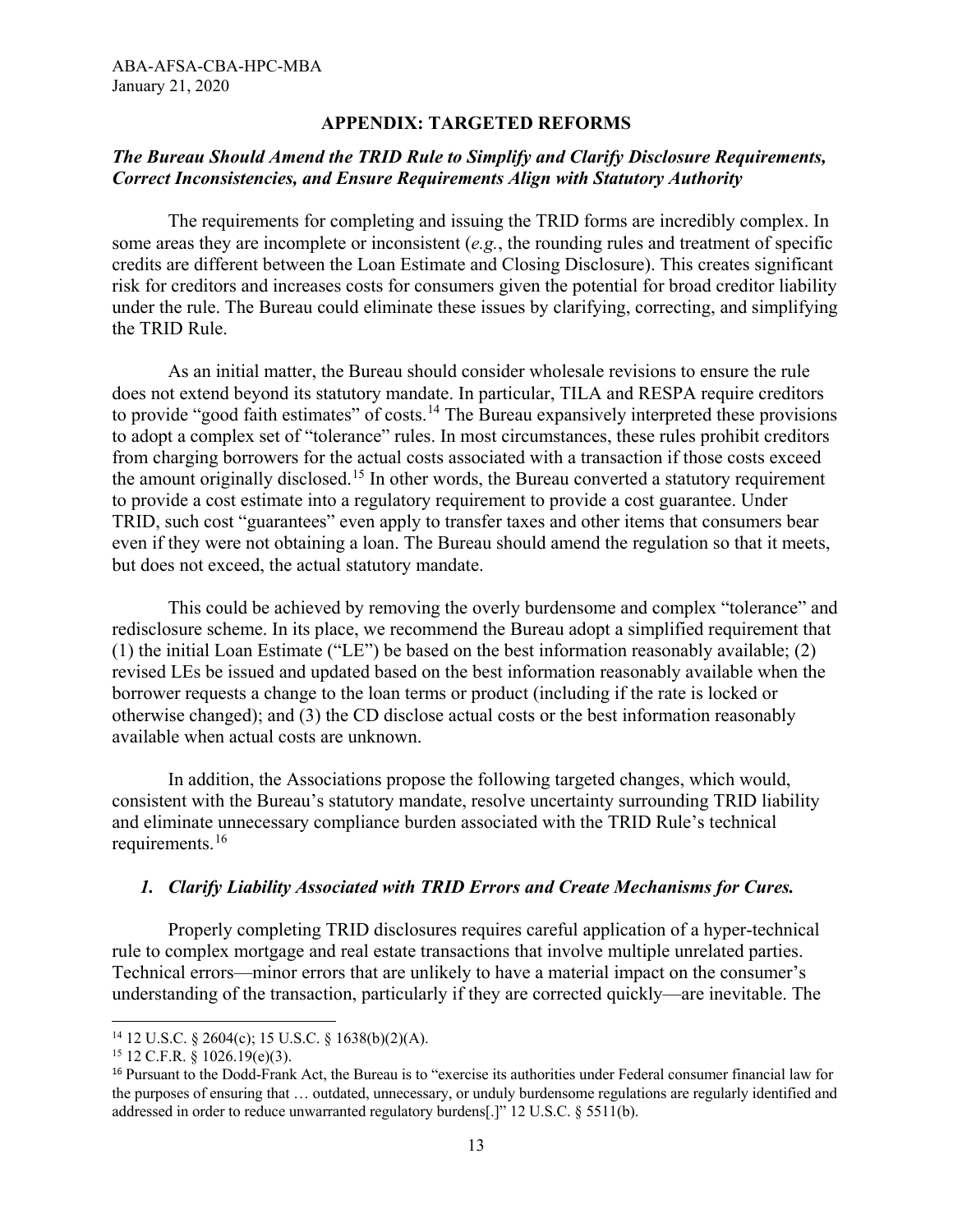## APPENDIX: TARGETED REFORMS

### *The Bureau Should Amend the TRID Rule to Simplify and Clarify Disclosure Requirements, Correct Inconsistencies, and Ensure Requirements Align with Statutory Authority*

The requirements for completing and issuing the TRID forms are incredibly complex. In some areas they are incomplete or inconsistent (*e.g.*, the rounding rules and treatment of specific credits are different between the Loan Estimate and Closing Disclosure). This creates significant risk for creditors and increases costs for consumers given the potential for broad creditor liability under the rule. The Bureau could eliminate these issues by clarifying, correcting, and simplifying the TRID Rule.

As an initial matter, the Bureau should consider wholesale revisions to ensure the rule does not extend beyond its statutory mandate. In particular, TILA and RESPA require creditors to provide "good faith estimates" of costs.[14] The Bureau expansively interpreted these provisions to adopt a complex set of "tolerance" rules. In most circumstances, these rules prohibit creditors from charging borrowers for the actual costs associated with a transaction if those costs exceed the amount originally disclosed.[15] In other words, the Bureau converted a statutory requirement to provide a cost estimate into a regulatory requirement to provide a cost guarantee. Under TRID, such cost "guarantees" even apply to transfer taxes and other items that consumers bear even if they were not obtaining a loan. The Bureau should amend the regulation so that it meets, but does not exceed, the actual statutory mandate.

This could be achieved by removing the overly burdensome and complex "tolerance" and redisclosure scheme. In its place, we recommend the Bureau adopt a simplified requirement that (1) the initial Loan Estimate ("LE") be based on the best information reasonably available; (2) revised LEs be issued and updated based on the best information reasonably available when the borrower requests a change to the loan terms or product (including if the rate is locked or otherwise changed); and (3) the CD disclose actual costs or the best information reasonably available when actual costs are unknown.

In addition, the Associations propose the following targeted changes, which would, consistent with the Bureau's statutory mandate, resolve uncertainty surrounding TRID liability and eliminate unnecessary compliance burden associated with the TRID Rule's technical requirements.[16]

#### *1. Clarify Liability Associated with TRID Errors and Create Mechanisms for Cures.*

Properly completing TRID disclosures requires careful application of a hyper-technical rule to complex mortgage and real estate transactions that involve multiple unrelated parties. Technical errors—minor errors that are unlikely to have a material impact on the consumer's understanding of the transaction, particularly if they are corrected quickly—are inevitable. The

---

[14] 12 U.S.C. § 2604(c); 15 U.S.C. § 1638(b)(2)(A).

[15] 12 C.F.R. § 1026.19(e)(3).

[16] Pursuant to the Dodd-Frank Act, the Bureau is to "exercise its authorities under Federal consumer financial law for the purposes of ensuring that … outdated, unnecessary, or unduly burdensome regulations are regularly identified and addressed in order to reduce unwarranted regulatory burdens[.]" 12 U.S.C. § 5511(b).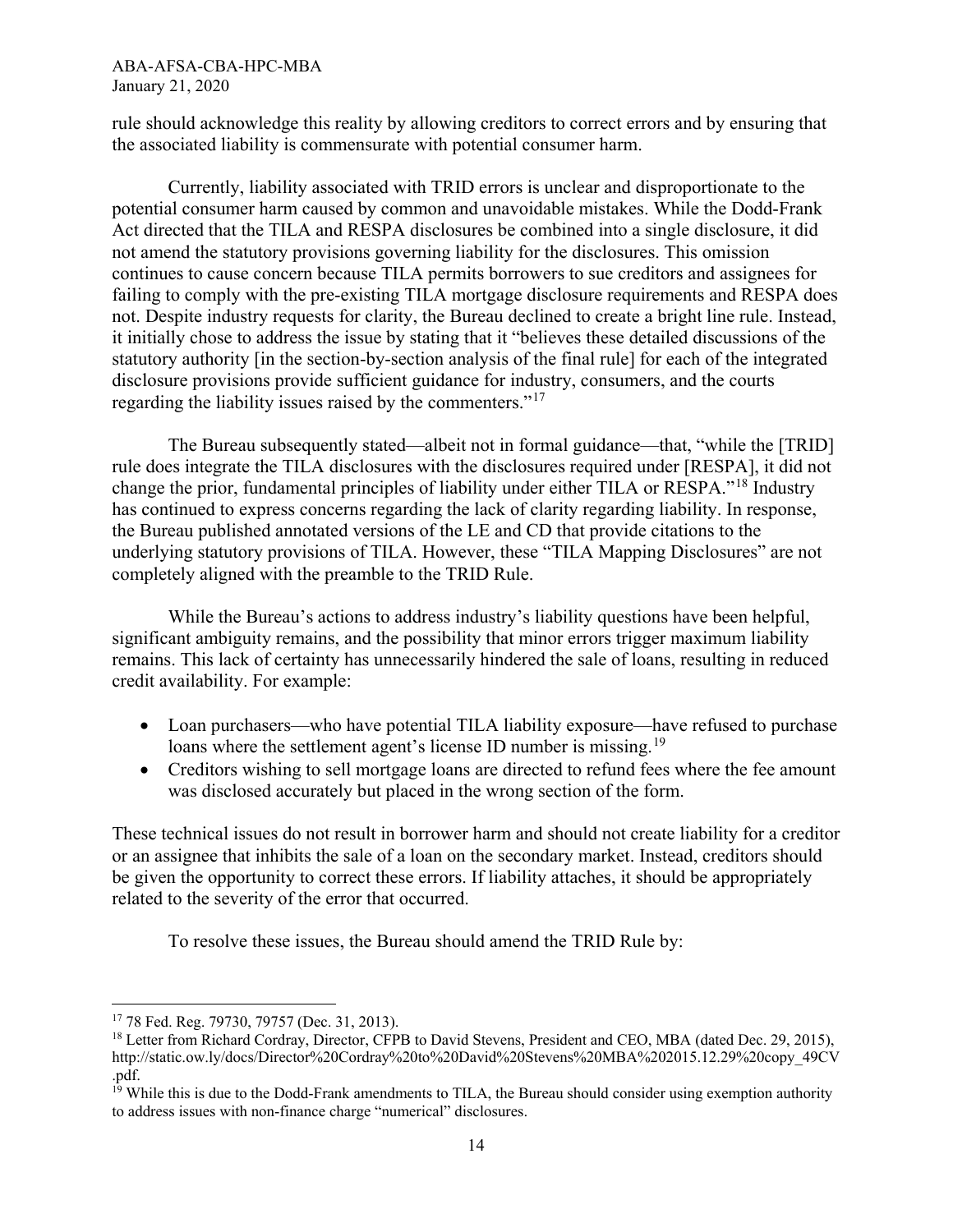rule should acknowledge this reality by allowing creditors to correct errors and by ensuring that the associated liability is commensurate with potential consumer harm.

Currently, liability associated with TRID errors is unclear and disproportionate to the potential consumer harm caused by common and unavoidable mistakes. While the Dodd-Frank Act directed that the TILA and RESPA disclosures be combined into a single disclosure, it did not amend the statutory provisions governing liability for the disclosures. This omission continues to cause concern because TILA permits borrowers to sue creditors and assignees for failing to comply with the pre-existing TILA mortgage disclosure requirements and RESPA does not. Despite industry requests for clarity, the Bureau declined to create a bright line rule. Instead, it initially chose to address the issue by stating that it "believes these detailed discussions of the statutory authority [in the section-by-section analysis of the final rule] for each of the integrated disclosure provisions provide sufficient guidance for industry, consumers, and the courts regarding the liability issues raised by the commenters."[17]

The Bureau subsequently stated—albeit not in formal guidance—that, "while the [TRID] rule does integrate the TILA disclosures with the disclosures required under [RESPA], it did not change the prior, fundamental principles of liability under either TILA or RESPA."[18] Industry has continued to express concerns regarding the lack of clarity regarding liability. In response, the Bureau published annotated versions of the LE and CD that provide citations to the underlying statutory provisions of TILA. However, these "TILA Mapping Disclosures" are not completely aligned with the preamble to the TRID Rule.

While the Bureau's actions to address industry's liability questions have been helpful, significant ambiguity remains, and the possibility that minor errors trigger maximum liability remains. This lack of certainty has unnecessarily hindered the sale of loans, resulting in reduced credit availability. For example:

- Loan purchasers—who have potential TILA liability exposure—have refused to purchase loans where the settlement agent's license ID number is missing.[19]
- Creditors wishing to sell mortgage loans are directed to refund fees where the fee amount was disclosed accurately but placed in the wrong section of the form.

These technical issues do not result in borrower harm and should not create liability for a creditor or an assignee that inhibits the sale of a loan on the secondary market. Instead, creditors should be given the opportunity to correct these errors. If liability attaches, it should be appropriately related to the severity of the error that occurred.

To resolve these issues, the Bureau should amend the TRID Rule by:

---

[17] 78 Fed. Reg. 79730, 79757 (Dec. 31, 2013).

[18] Letter from Richard Cordray, Director, CFPB to David Stevens, President and CEO, MBA (dated Dec. 29, 2015), http://static.ow.ly/docs/Director%20Cordray%20to%20David%20Stevens%20MBA%202015.12.29%20copy_49CV.pdf.

[19] While this is due to the Dodd-Frank amendments to TILA, the Bureau should consider using exemption authority to address issues with non-finance charge "numerical" disclosures.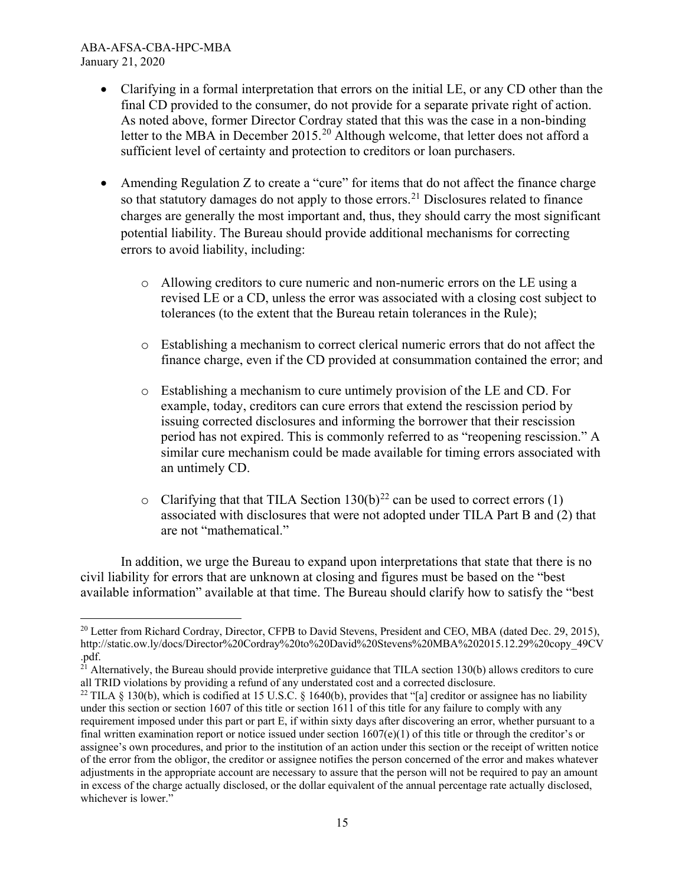- Clarifying in a formal interpretation that errors on the initial LE, or any CD other than the final CD provided to the consumer, do not provide for a separate private right of action. As noted above, former Director Cordray stated that this was the case in a non-binding letter to the MBA in December 2015.[20] Although welcome, that letter does not afford a sufficient level of certainty and protection to creditors or loan purchasers.

- Amending Regulation Z to create a "cure" for items that do not affect the finance charge so that statutory damages do not apply to those errors.[21] Disclosures related to finance charges are generally the most important and, thus, they should carry the most significant potential liability. The Bureau should provide additional mechanisms for correcting errors to avoid liability, including:

  - Allowing creditors to cure numeric and non-numeric errors on the LE using a revised LE or a CD, unless the error was associated with a closing cost subject to tolerances (to the extent that the Bureau retain tolerances in the Rule);

  - Establishing a mechanism to correct clerical numeric errors that do not affect the finance charge, even if the CD provided at consummation contained the error; and

  - Establishing a mechanism to cure untimely provision of the LE and CD. For example, today, creditors can cure errors that extend the rescission period by issuing corrected disclosures and informing the borrower that their rescission period has not expired. This is commonly referred to as "reopening rescission." A similar cure mechanism could be made available for timing errors associated with an untimely CD.

  - Clarifying that that TILA Section 130(b)[22] can be used to correct errors (1) associated with disclosures that were not adopted under TILA Part B and (2) that are not "mathematical."

In addition, we urge the Bureau to expand upon interpretations that state that there is no civil liability for errors that are unknown at closing and figures must be based on the "best available information" available at that time. The Bureau should clarify how to satisfy the "best

---

[20] Letter from Richard Cordray, Director, CFPB to David Stevens, President and CEO, MBA (dated Dec. 29, 2015), http://static.ow.ly/docs/Director%20Cordray%20to%20David%20Stevens%20MBA%202015.12.29%20copy_49CV.pdf.

[21] Alternatively, the Bureau should provide interpretive guidance that TILA section 130(b) allows creditors to cure all TRID violations by providing a refund of any understated cost and a corrected disclosure.

[22] TILA § 130(b), which is codified at 15 U.S.C. § 1640(b), provides that "[a] creditor or assignee has no liability under this section or section 1607 of this title or section 1611 of this title for any failure to comply with any requirement imposed under this part or part E, if within sixty days after discovering an error, whether pursuant to a final written examination report or notice issued under section 1607(e)(1) of this title or through the creditor's or assignee's own procedures, and prior to the institution of an action under this section or the receipt of written notice of the error from the obligor, the creditor or assignee notifies the person concerned of the error and makes whatever adjustments in the appropriate account are necessary to assure that the person will not be required to pay an amount in excess of the charge actually disclosed, or the dollar equivalent of the annual percentage rate actually disclosed, whichever is lower."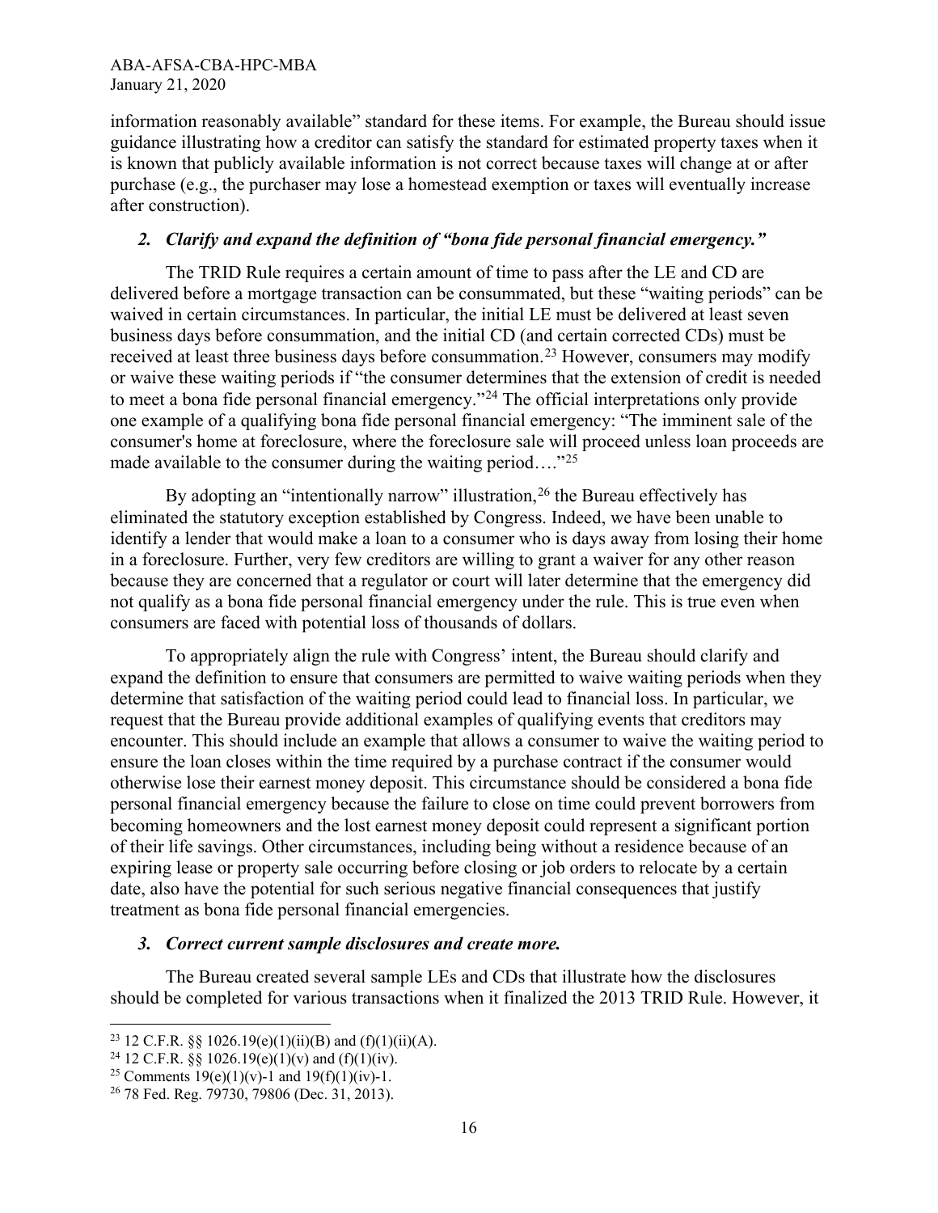information reasonably available" standard for these items. For example, the Bureau should issue guidance illustrating how a creditor can satisfy the standard for estimated property taxes when it is known that publicly available information is not correct because taxes will change at or after purchase (e.g., the purchaser may lose a homestead exemption or taxes will eventually increase after construction).

### *2. Clarify and expand the definition of "bona fide personal financial emergency."*

The TRID Rule requires a certain amount of time to pass after the LE and CD are delivered before a mortgage transaction can be consummated, but these "waiting periods" can be waived in certain circumstances. In particular, the initial LE must be delivered at least seven business days before consummation, and the initial CD (and certain corrected CDs) must be received at least three business days before consummation.[23] However, consumers may modify or waive these waiting periods if "the consumer determines that the extension of credit is needed to meet a bona fide personal financial emergency."[24] The official interpretations only provide one example of a qualifying bona fide personal financial emergency: "The imminent sale of the consumer's home at foreclosure, where the foreclosure sale will proceed unless loan proceeds are made available to the consumer during the waiting period…."[25]

By adopting an "intentionally narrow" illustration,[26] the Bureau effectively has eliminated the statutory exception established by Congress. Indeed, we have been unable to identify a lender that would make a loan to a consumer who is days away from losing their home in a foreclosure. Further, very few creditors are willing to grant a waiver for any other reason because they are concerned that a regulator or court will later determine that the emergency did not qualify as a bona fide personal financial emergency under the rule. This is true even when consumers are faced with potential loss of thousands of dollars.

To appropriately align the rule with Congress' intent, the Bureau should clarify and expand the definition to ensure that consumers are permitted to waive waiting periods when they determine that satisfaction of the waiting period could lead to financial loss. In particular, we request that the Bureau provide additional examples of qualifying events that creditors may encounter. This should include an example that allows a consumer to waive the waiting period to ensure the loan closes within the time required by a purchase contract if the consumer would otherwise lose their earnest money deposit. This circumstance should be considered a bona fide personal financial emergency because the failure to close on time could prevent borrowers from becoming homeowners and the lost earnest money deposit could represent a significant portion of their life savings. Other circumstances, including being without a residence because of an expiring lease or property sale occurring before closing or job orders to relocate by a certain date, also have the potential for such serious negative financial consequences that justify treatment as bona fide personal financial emergencies.

### *3. Correct current sample disclosures and create more.*

The Bureau created several sample LEs and CDs that illustrate how the disclosures should be completed for various transactions when it finalized the 2013 TRID Rule. However, it

---

[23] 12 C.F.R. §§ 1026.19(e)(1)(ii)(B) and (f)(1)(ii)(A).

[24] 12 C.F.R. §§ 1026.19(e)(1)(v) and (f)(1)(iv).

[25] Comments 19(e)(1)(v)-1 and 19(f)(1)(iv)-1.

[26] 78 Fed. Reg. 79730, 79806 (Dec. 31, 2013).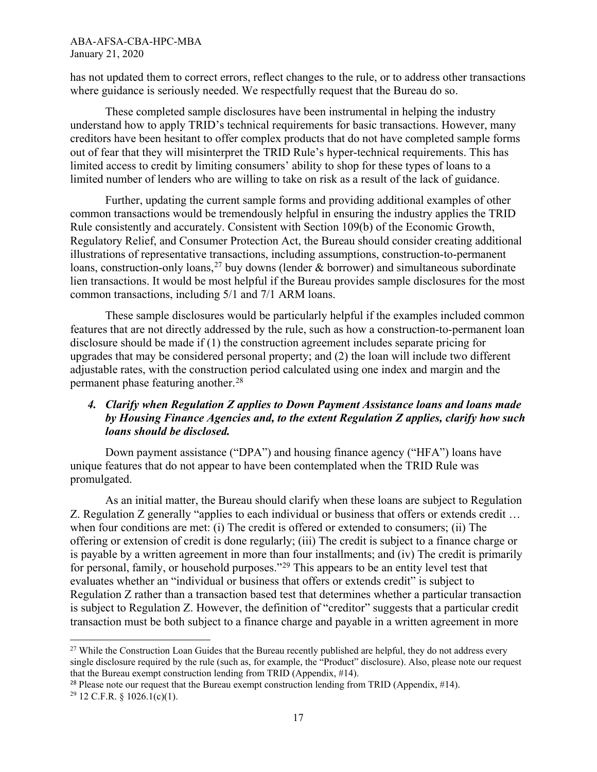has not updated them to correct errors, reflect changes to the rule, or to address other transactions where guidance is seriously needed. We respectfully request that the Bureau do so.

These completed sample disclosures have been instrumental in helping the industry understand how to apply TRID's technical requirements for basic transactions. However, many creditors have been hesitant to offer complex products that do not have completed sample forms out of fear that they will misinterpret the TRID Rule's hyper-technical requirements. This has limited access to credit by limiting consumers' ability to shop for these types of loans to a limited number of lenders who are willing to take on risk as a result of the lack of guidance.

Further, updating the current sample forms and providing additional examples of other common transactions would be tremendously helpful in ensuring the industry applies the TRID Rule consistently and accurately. Consistent with Section 109(b) of the Economic Growth, Regulatory Relief, and Consumer Protection Act, the Bureau should consider creating additional illustrations of representative transactions, including assumptions, construction-to-permanent loans, construction-only loans,[27] buy downs (lender & borrower) and simultaneous subordinate lien transactions. It would be most helpful if the Bureau provides sample disclosures for the most common transactions, including 5/1 and 7/1 ARM loans.

These sample disclosures would be particularly helpful if the examples included common features that are not directly addressed by the rule, such as how a construction-to-permanent loan disclosure should be made if (1) the construction agreement includes separate pricing for upgrades that may be considered personal property; and (2) the loan will include two different adjustable rates, with the construction period calculated using one index and margin and the permanent phase featuring another.[28]

### *4. Clarify when Regulation Z applies to Down Payment Assistance loans and loans made by Housing Finance Agencies and, to the extent Regulation Z applies, clarify how such loans should be disclosed.*

Down payment assistance ("DPA") and housing finance agency ("HFA") loans have unique features that do not appear to have been contemplated when the TRID Rule was promulgated.

As an initial matter, the Bureau should clarify when these loans are subject to Regulation Z. Regulation Z generally "applies to each individual or business that offers or extends credit … when four conditions are met: (i) The credit is offered or extended to consumers; (ii) The offering or extension of credit is done regularly; (iii) The credit is subject to a finance charge or is payable by a written agreement in more than four installments; and (iv) The credit is primarily for personal, family, or household purposes."[29] This appears to be an entity level test that evaluates whether an "individual or business that offers or extends credit" is subject to Regulation Z rather than a transaction based test that determines whether a particular transaction is subject to Regulation Z. However, the definition of "creditor" suggests that a particular credit transaction must be both subject to a finance charge and payable in a written agreement in more

---

[27] While the Construction Loan Guides that the Bureau recently published are helpful, they do not address every single disclosure required by the rule (such as, for example, the "Product" disclosure). Also, please note our request that the Bureau exempt construction lending from TRID (Appendix, #14).

[28] Please note our request that the Bureau exempt construction lending from TRID (Appendix, #14).

[29] 12 C.F.R. § 1026.1(c)(1).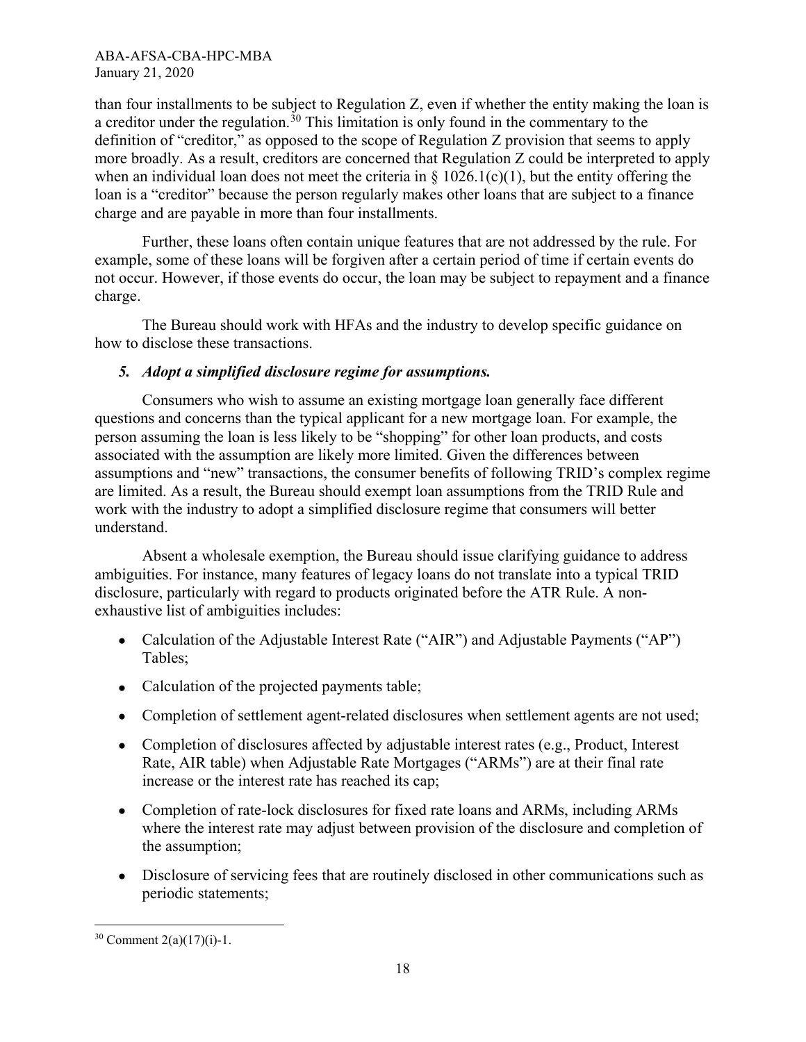than four installments to be subject to Regulation Z, even if whether the entity making the loan is a creditor under the regulation.[30] This limitation is only found in the commentary to the definition of "creditor," as opposed to the scope of Regulation Z provision that seems to apply more broadly. As a result, creditors are concerned that Regulation Z could be interpreted to apply when an individual loan does not meet the criteria in § 1026.1(c)(1), but the entity offering the loan is a "creditor" because the person regularly makes other loans that are subject to a finance charge and are payable in more than four installments.

Further, these loans often contain unique features that are not addressed by the rule. For example, some of these loans will be forgiven after a certain period of time if certain events do not occur. However, if those events do occur, the loan may be subject to repayment and a finance charge.

The Bureau should work with HFAs and the industry to develop specific guidance on how to disclose these transactions.

### *5. Adopt a simplified disclosure regime for assumptions.*

Consumers who wish to assume an existing mortgage loan generally face different questions and concerns than the typical applicant for a new mortgage loan. For example, the person assuming the loan is less likely to be "shopping" for other loan products, and costs associated with the assumption are likely more limited. Given the differences between assumptions and "new" transactions, the consumer benefits of following TRID's complex regime are limited. As a result, the Bureau should exempt loan assumptions from the TRID Rule and work with the industry to adopt a simplified disclosure regime that consumers will better understand.

Absent a wholesale exemption, the Bureau should issue clarifying guidance to address ambiguities. For instance, many features of legacy loans do not translate into a typical TRID disclosure, particularly with regard to products originated before the ATR Rule. A non-exhaustive list of ambiguities includes:

- Calculation of the Adjustable Interest Rate ("AIR") and Adjustable Payments ("AP") Tables;
- Calculation of the projected payments table;
- Completion of settlement agent-related disclosures when settlement agents are not used;
- Completion of disclosures affected by adjustable interest rates (e.g., Product, Interest Rate, AIR table) when Adjustable Rate Mortgages ("ARMs") are at their final rate increase or the interest rate has reached its cap;
- Completion of rate-lock disclosures for fixed rate loans and ARMs, including ARMs where the interest rate may adjust between provision of the disclosure and completion of the assumption;
- Disclosure of servicing fees that are routinely disclosed in other communications such as periodic statements;

---

[30] Comment 2(a)(17)(i)-1.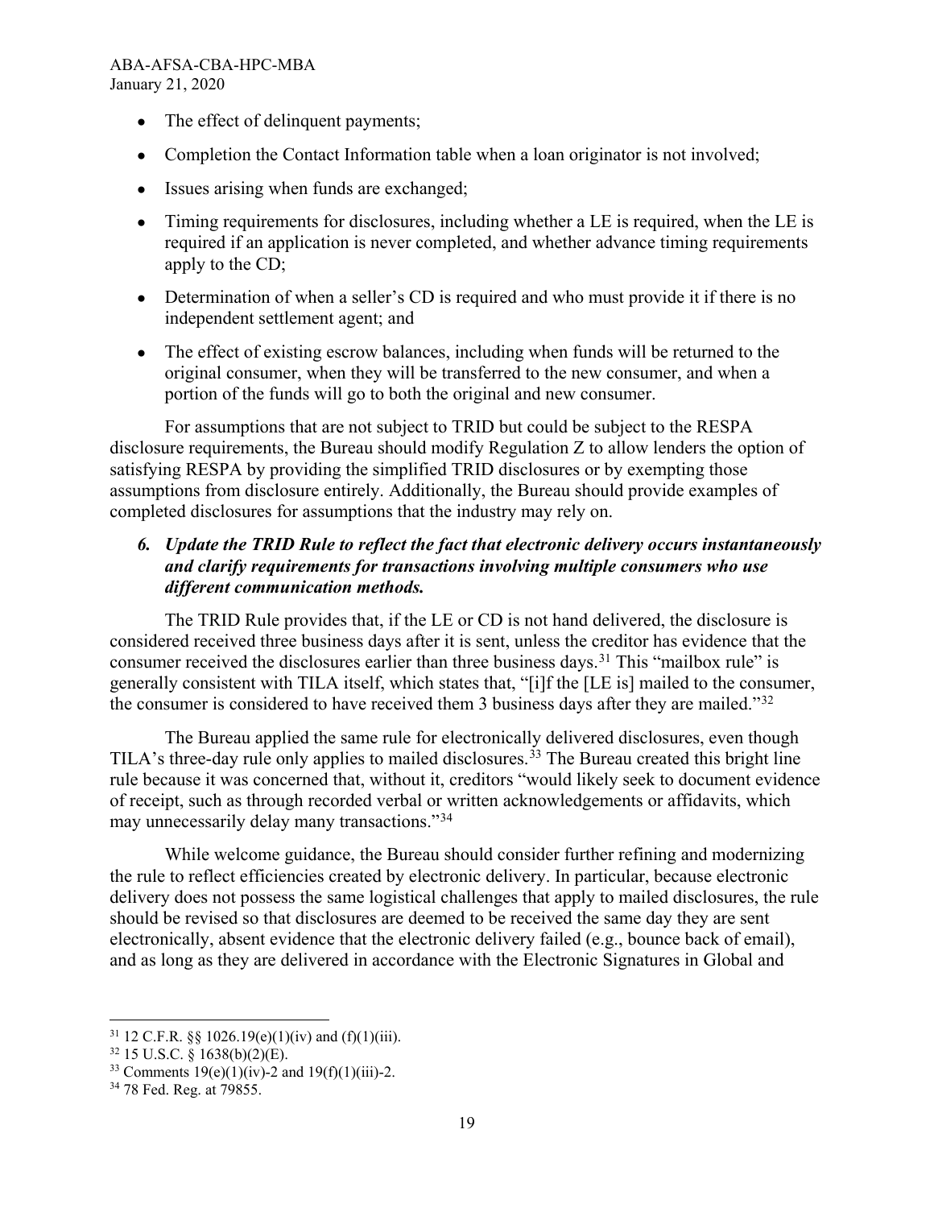- The effect of delinquent payments;
- Completion the Contact Information table when a loan originator is not involved;
- Issues arising when funds are exchanged;
- Timing requirements for disclosures, including whether a LE is required, when the LE is required if an application is never completed, and whether advance timing requirements apply to the CD;
- Determination of when a seller's CD is required and who must provide it if there is no independent settlement agent; and
- The effect of existing escrow balances, including when funds will be returned to the original consumer, when they will be transferred to the new consumer, and when a portion of the funds will go to both the original and new consumer.

For assumptions that are not subject to TRID but could be subject to the RESPA disclosure requirements, the Bureau should modify Regulation Z to allow lenders the option of satisfying RESPA by providing the simplified TRID disclosures or by exempting those assumptions from disclosure entirely. Additionally, the Bureau should provide examples of completed disclosures for assumptions that the industry may rely on.

### *6. Update the TRID Rule to reflect the fact that electronic delivery occurs instantaneously and clarify requirements for transactions involving multiple consumers who use different communication methods.*

The TRID Rule provides that, if the LE or CD is not hand delivered, the disclosure is considered received three business days after it is sent, unless the creditor has evidence that the consumer received the disclosures earlier than three business days.[31] This "mailbox rule" is generally consistent with TILA itself, which states that, "[i]f the [LE is] mailed to the consumer, the consumer is considered to have received them 3 business days after they are mailed."[32]

The Bureau applied the same rule for electronically delivered disclosures, even though TILA's three-day rule only applies to mailed disclosures.[33] The Bureau created this bright line rule because it was concerned that, without it, creditors "would likely seek to document evidence of receipt, such as through recorded verbal or written acknowledgements or affidavits, which may unnecessarily delay many transactions."[34]

While welcome guidance, the Bureau should consider further refining and modernizing the rule to reflect efficiencies created by electronic delivery. In particular, because electronic delivery does not possess the same logistical challenges that apply to mailed disclosures, the rule should be revised so that disclosures are deemed to be received the same day they are sent electronically, absent evidence that the electronic delivery failed (e.g., bounce back of email), and as long as they are delivered in accordance with the Electronic Signatures in Global and

---

[31] 12 C.F.R. §§ 1026.19(e)(1)(iv) and (f)(1)(iii).

[32] 15 U.S.C. § 1638(b)(2)(E).

[33] Comments 19(e)(1)(iv)-2 and 19(f)(1)(iii)-2.

[34] 78 Fed. Reg. at 79855.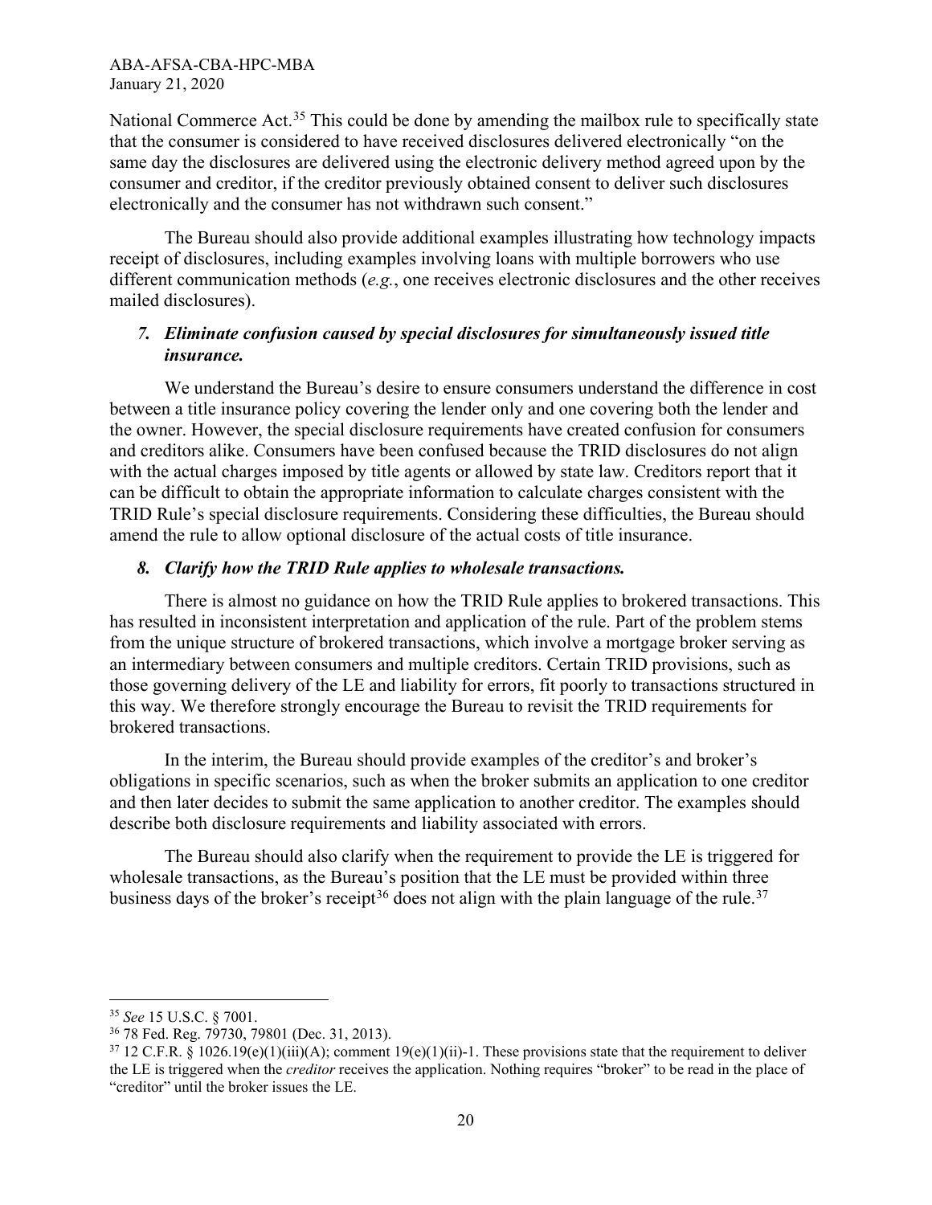National Commerce Act.[35] This could be done by amending the mailbox rule to specifically state that the consumer is considered to have received disclosures delivered electronically "on the same day the disclosures are delivered using the electronic delivery method agreed upon by the consumer and creditor, if the creditor previously obtained consent to deliver such disclosures electronically and the consumer has not withdrawn such consent."

The Bureau should also provide additional examples illustrating how technology impacts receipt of disclosures, including examples involving loans with multiple borrowers who use different communication methods (*e.g.*, one receives electronic disclosures and the other receives mailed disclosures).

### *7. Eliminate confusion caused by special disclosures for simultaneously issued title insurance.*

We understand the Bureau's desire to ensure consumers understand the difference in cost between a title insurance policy covering the lender only and one covering both the lender and the owner. However, the special disclosure requirements have created confusion for consumers and creditors alike. Consumers have been confused because the TRID disclosures do not align with the actual charges imposed by title agents or allowed by state law. Creditors report that it can be difficult to obtain the appropriate information to calculate charges consistent with the TRID Rule's special disclosure requirements. Considering these difficulties, the Bureau should amend the rule to allow optional disclosure of the actual costs of title insurance.

### *8. Clarify how the TRID Rule applies to wholesale transactions.*

There is almost no guidance on how the TRID Rule applies to brokered transactions. This has resulted in inconsistent interpretation and application of the rule. Part of the problem stems from the unique structure of brokered transactions, which involve a mortgage broker serving as an intermediary between consumers and multiple creditors. Certain TRID provisions, such as those governing delivery of the LE and liability for errors, fit poorly to transactions structured in this way. We therefore strongly encourage the Bureau to revisit the TRID requirements for brokered transactions.

In the interim, the Bureau should provide examples of the creditor's and broker's obligations in specific scenarios, such as when the broker submits an application to one creditor and then later decides to submit the same application to another creditor. The examples should describe both disclosure requirements and liability associated with errors.

The Bureau should also clarify when the requirement to provide the LE is triggered for wholesale transactions, as the Bureau's position that the LE must be provided within three business days of the broker's receipt[36] does not align with the plain language of the rule.[37]

---

[35] *See* 15 U.S.C. § 7001.

[36] 78 Fed. Reg. 79730, 79801 (Dec. 31, 2013).

[37] 12 C.F.R. § 1026.19(e)(1)(iii)(A); comment 19(e)(1)(ii)-1. These provisions state that the requirement to deliver the LE is triggered when the *creditor* receives the application. Nothing requires "broker" to be read in the place of "creditor" until the broker issues the LE.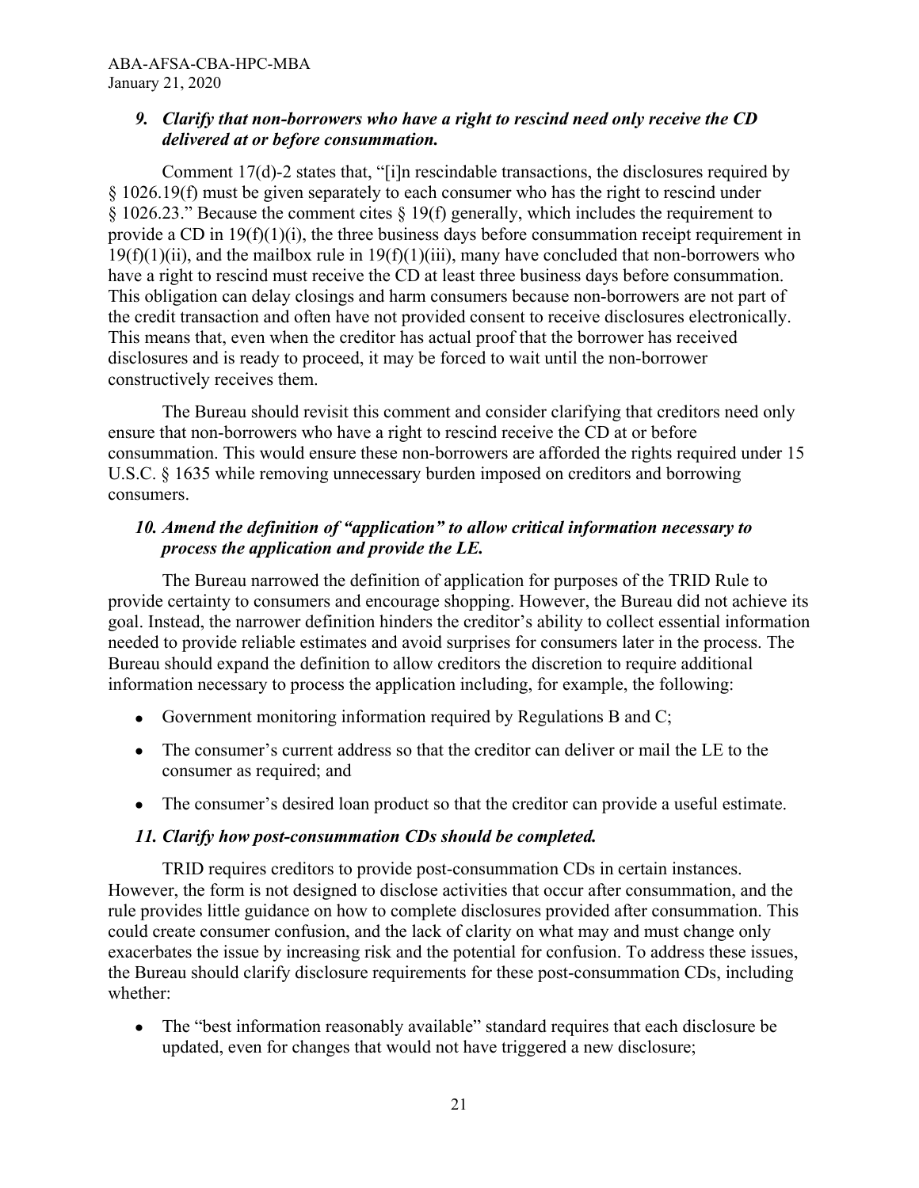### *9. Clarify that non-borrowers who have a right to rescind need only receive the CD delivered at or before consummation.*

Comment 17(d)-2 states that, "[i]n rescindable transactions, the disclosures required by § 1026.19(f) must be given separately to each consumer who has the right to rescind under § 1026.23." Because the comment cites § 19(f) generally, which includes the requirement to provide a CD in 19(f)(1)(i), the three business days before consummation receipt requirement in 19(f)(1)(ii), and the mailbox rule in 19(f)(1)(iii), many have concluded that non-borrowers who have a right to rescind must receive the CD at least three business days before consummation. This obligation can delay closings and harm consumers because non-borrowers are not part of the credit transaction and often have not provided consent to receive disclosures electronically. This means that, even when the creditor has actual proof that the borrower has received disclosures and is ready to proceed, it may be forced to wait until the non-borrower constructively receives them.

The Bureau should revisit this comment and consider clarifying that creditors need only ensure that non-borrowers who have a right to rescind receive the CD at or before consummation. This would ensure these non-borrowers are afforded the rights required under 15 U.S.C. § 1635 while removing unnecessary burden imposed on creditors and borrowing consumers.

### *10. Amend the definition of "application" to allow critical information necessary to process the application and provide the LE.*

The Bureau narrowed the definition of application for purposes of the TRID Rule to provide certainty to consumers and encourage shopping. However, the Bureau did not achieve its goal. Instead, the narrower definition hinders the creditor's ability to collect essential information needed to provide reliable estimates and avoid surprises for consumers later in the process. The Bureau should expand the definition to allow creditors the discretion to require additional information necessary to process the application including, for example, the following:

- Government monitoring information required by Regulations B and C;
- The consumer's current address so that the creditor can deliver or mail the LE to the consumer as required; and
- The consumer's desired loan product so that the creditor can provide a useful estimate.

### *11. Clarify how post-consummation CDs should be completed.*

TRID requires creditors to provide post-consummation CDs in certain instances. However, the form is not designed to disclose activities that occur after consummation, and the rule provides little guidance on how to complete disclosures provided after consummation. This could create consumer confusion, and the lack of clarity on what may and must change only exacerbates the issue by increasing risk and the potential for confusion. To address these issues, the Bureau should clarify disclosure requirements for these post-consummation CDs, including whether:

- The "best information reasonably available" standard requires that each disclosure be updated, even for changes that would not have triggered a new disclosure;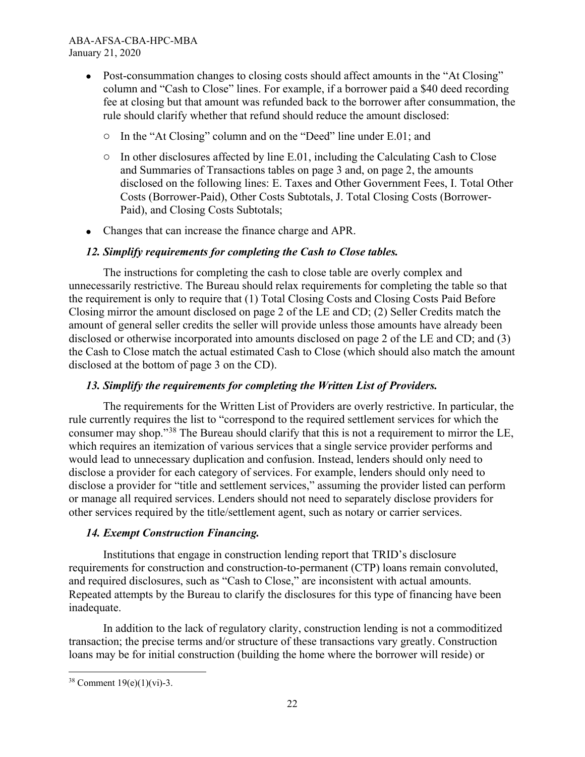- Post-consummation changes to closing costs should affect amounts in the "At Closing" column and "Cash to Close" lines. For example, if a borrower paid a $40 deed recording fee at closing but that amount was refunded back to the borrower after consummation, the rule should clarify whether that refund should reduce the amount disclosed:
  - In the "At Closing" column and on the "Deed" line under E.01; and
  - In other disclosures affected by line E.01, including the Calculating Cash to Close and Summaries of Transactions tables on page 3 and, on page 2, the amounts disclosed on the following lines: E. Taxes and Other Government Fees, I. Total Other Costs (Borrower-Paid), Other Costs Subtotals, J. Total Closing Costs (Borrower-Paid), and Closing Costs Subtotals;
- Changes that can increase the finance charge and APR.

### *12. Simplify requirements for completing the Cash to Close tables.*

The instructions for completing the cash to close table are overly complex and unnecessarily restrictive. The Bureau should relax requirements for completing the table so that the requirement is only to require that (1) Total Closing Costs and Closing Costs Paid Before Closing mirror the amount disclosed on page 2 of the LE and CD; (2) Seller Credits match the amount of general seller credits the seller will provide unless those amounts have already been disclosed or otherwise incorporated into amounts disclosed on page 2 of the LE and CD; and (3) the Cash to Close match the actual estimated Cash to Close (which should also match the amount disclosed at the bottom of page 3 on the CD).

### *13. Simplify the requirements for completing the Written List of Providers.*

The requirements for the Written List of Providers are overly restrictive. In particular, the rule currently requires the list to "correspond to the required settlement services for which the consumer may shop."[38] The Bureau should clarify that this is not a requirement to mirror the LE, which requires an itemization of various services that a single service provider performs and would lead to unnecessary duplication and confusion. Instead, lenders should only need to disclose a provider for each category of services. For example, lenders should only need to disclose a provider for "title and settlement services," assuming the provider listed can perform or manage all required services. Lenders should not need to separately disclose providers for other services required by the title/settlement agent, such as notary or carrier services.

### *14. Exempt Construction Financing.*

Institutions that engage in construction lending report that TRID's disclosure requirements for construction and construction-to-permanent (CTP) loans remain convoluted, and required disclosures, such as "Cash to Close," are inconsistent with actual amounts. Repeated attempts by the Bureau to clarify the disclosures for this type of financing have been inadequate.

In addition to the lack of regulatory clarity, construction lending is not a commoditized transaction; the precise terms and/or structure of these transactions vary greatly. Construction loans may be for initial construction (building the home where the borrower will reside) or

---

[38] Comment 19(e)(1)(vi)-3.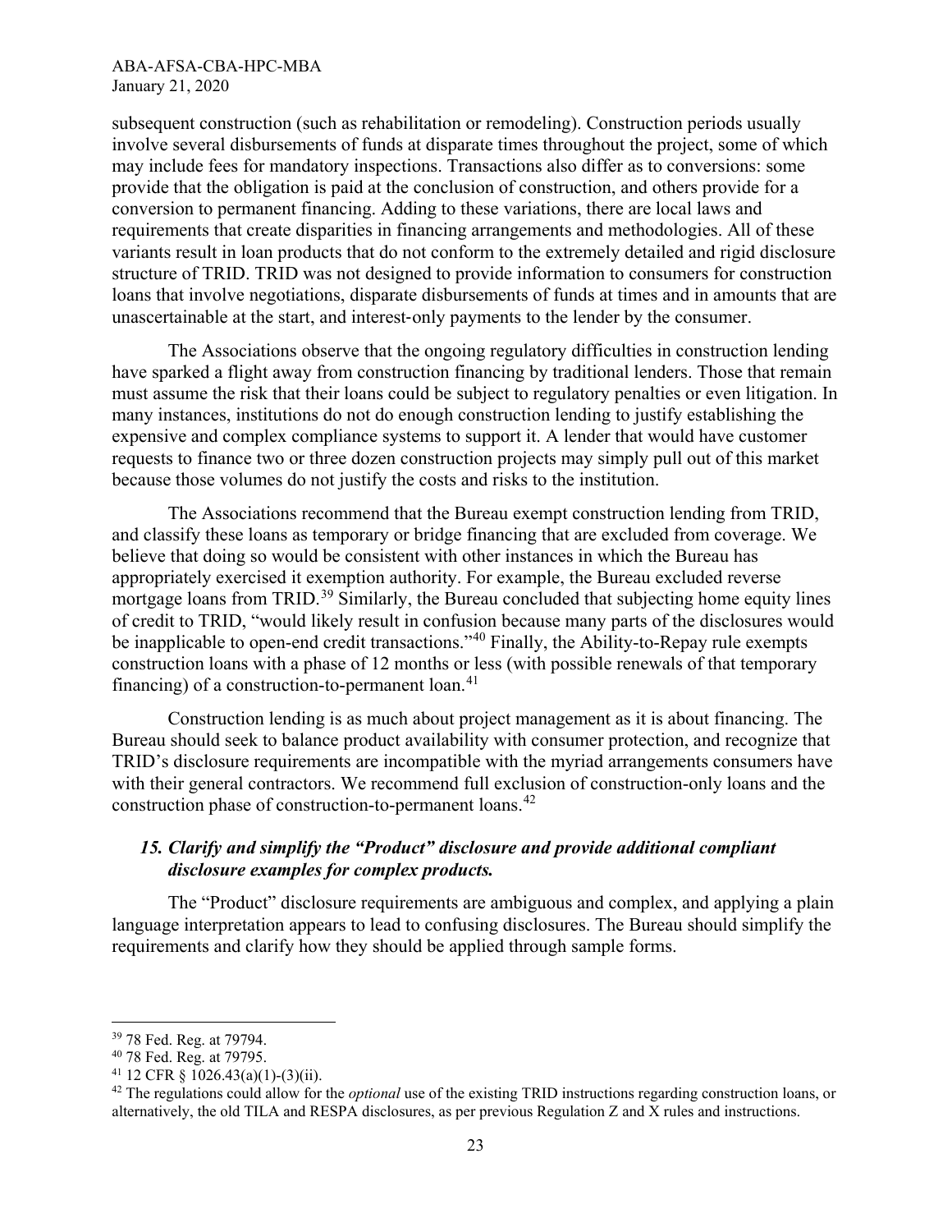subsequent construction (such as rehabilitation or remodeling). Construction periods usually involve several disbursements of funds at disparate times throughout the project, some of which may include fees for mandatory inspections. Transactions also differ as to conversions: some provide that the obligation is paid at the conclusion of construction, and others provide for a conversion to permanent financing. Adding to these variations, there are local laws and requirements that create disparities in financing arrangements and methodologies. All of these variants result in loan products that do not conform to the extremely detailed and rigid disclosure structure of TRID. TRID was not designed to provide information to consumers for construction loans that involve negotiations, disparate disbursements of funds at times and in amounts that are unascertainable at the start, and interest-only payments to the lender by the consumer.

The Associations observe that the ongoing regulatory difficulties in construction lending have sparked a flight away from construction financing by traditional lenders. Those that remain must assume the risk that their loans could be subject to regulatory penalties or even litigation. In many instances, institutions do not do enough construction lending to justify establishing the expensive and complex compliance systems to support it. A lender that would have customer requests to finance two or three dozen construction projects may simply pull out of this market because those volumes do not justify the costs and risks to the institution.

The Associations recommend that the Bureau exempt construction lending from TRID, and classify these loans as temporary or bridge financing that are excluded from coverage. We believe that doing so would be consistent with other instances in which the Bureau has appropriately exercised it exemption authority. For example, the Bureau excluded reverse mortgage loans from TRID.[39] Similarly, the Bureau concluded that subjecting home equity lines of credit to TRID, "would likely result in confusion because many parts of the disclosures would be inapplicable to open-end credit transactions."[40] Finally, the Ability-to-Repay rule exempts construction loans with a phase of 12 months or less (with possible renewals of that temporary financing) of a construction-to-permanent loan.[41]

Construction lending is as much about project management as it is about financing. The Bureau should seek to balance product availability with consumer protection, and recognize that TRID's disclosure requirements are incompatible with the myriad arrangements consumers have with their general contractors. We recommend full exclusion of construction-only loans and the construction phase of construction-to-permanent loans.[42]

### *15. Clarify and simplify the "Product" disclosure and provide additional compliant disclosure examples for complex products.*

The "Product" disclosure requirements are ambiguous and complex, and applying a plain language interpretation appears to lead to confusing disclosures. The Bureau should simplify the requirements and clarify how they should be applied through sample forms.

---

[39] 78 Fed. Reg. at 79794.

[40] 78 Fed. Reg. at 79795.

[41] 12 CFR § 1026.43(a)(1)-(3)(ii).

[42] The regulations could allow for the *optional* use of the existing TRID instructions regarding construction loans, or alternatively, the old TILA and RESPA disclosures, as per previous Regulation Z and X rules and instructions.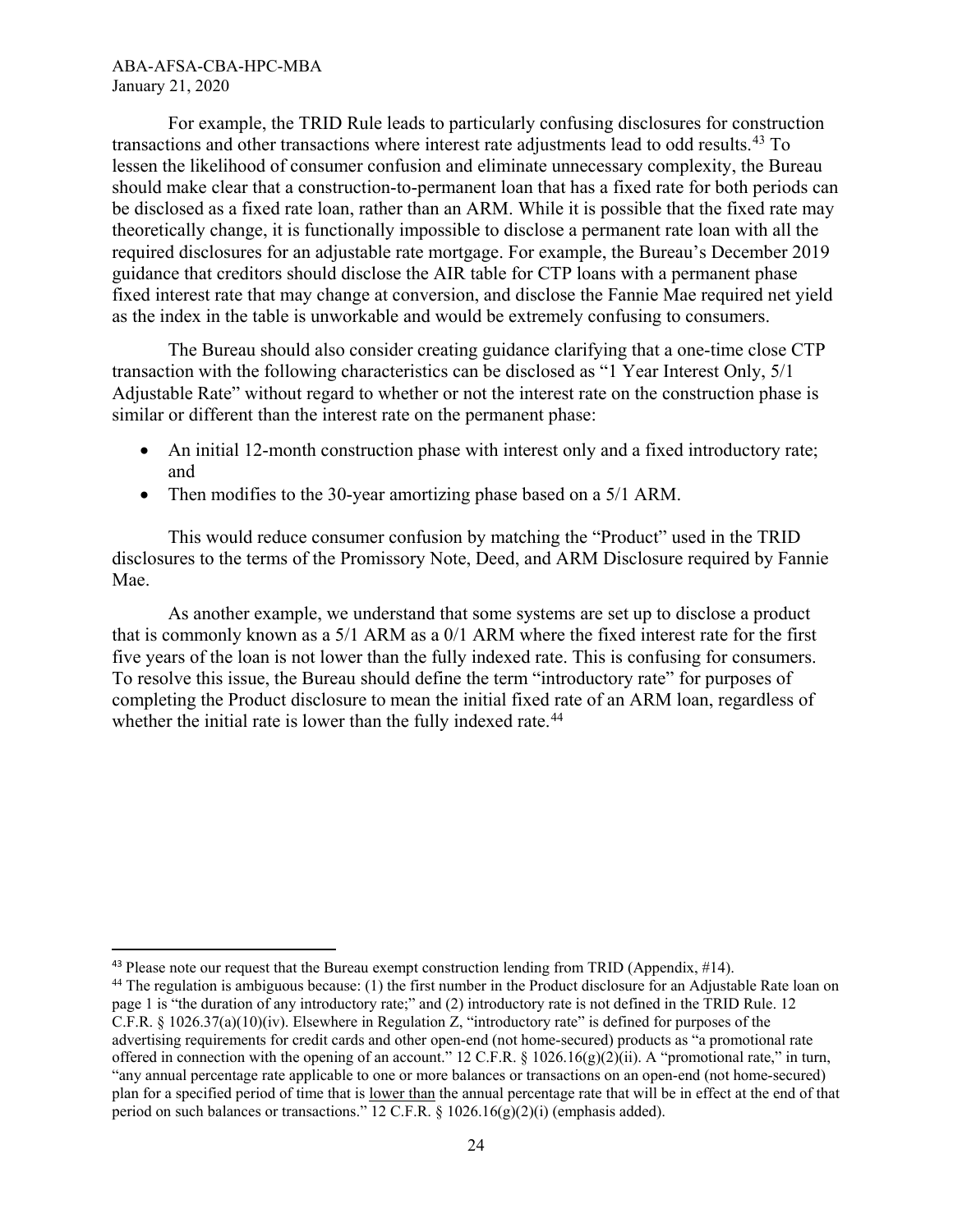For example, the TRID Rule leads to particularly confusing disclosures for construction transactions and other transactions where interest rate adjustments lead to odd results.[43] To lessen the likelihood of consumer confusion and eliminate unnecessary complexity, the Bureau should make clear that a construction-to-permanent loan that has a fixed rate for both periods can be disclosed as a fixed rate loan, rather than an ARM. While it is possible that the fixed rate may theoretically change, it is functionally impossible to disclose a permanent rate loan with all the required disclosures for an adjustable rate mortgage. For example, the Bureau's December 2019 guidance that creditors should disclose the AIR table for CTP loans with a permanent phase fixed interest rate that may change at conversion, and disclose the Fannie Mae required net yield as the index in the table is unworkable and would be extremely confusing to consumers.

The Bureau should also consider creating guidance clarifying that a one-time close CTP transaction with the following characteristics can be disclosed as "1 Year Interest Only, 5/1 Adjustable Rate" without regard to whether or not the interest rate on the construction phase is similar or different than the interest rate on the permanent phase:

- An initial 12-month construction phase with interest only and a fixed introductory rate; and
- Then modifies to the 30-year amortizing phase based on a 5/1 ARM.

This would reduce consumer confusion by matching the "Product" used in the TRID disclosures to the terms of the Promissory Note, Deed, and ARM Disclosure required by Fannie Mae.

As another example, we understand that some systems are set up to disclose a product that is commonly known as a 5/1 ARM as a 0/1 ARM where the fixed interest rate for the first five years of the loan is not lower than the fully indexed rate. This is confusing for consumers. To resolve this issue, the Bureau should define the term "introductory rate" for purposes of completing the Product disclosure to mean the initial fixed rate of an ARM loan, regardless of whether the initial rate is lower than the fully indexed rate.[44]

---

[43] Please note our request that the Bureau exempt construction lending from TRID (Appendix, #14).

[44] The regulation is ambiguous because: (1) the first number in the Product disclosure for an Adjustable Rate loan on page 1 is "the duration of any introductory rate;" and (2) introductory rate is not defined in the TRID Rule. 12 C.F.R. § 1026.37(a)(10)(iv). Elsewhere in Regulation Z, "introductory rate" is defined for purposes of the advertising requirements for credit cards and other open-end (not home-secured) products as "a promotional rate offered in connection with the opening of an account." 12 C.F.R. § 1026.16(g)(2)(ii). A "promotional rate," in turn, "any annual percentage rate applicable to one or more balances or transactions on an open-end (not home-secured) plan for a specified period of time that is <u>lower than</u> the annual percentage rate that will be in effect at the end of that period on such balances or transactions." 12 C.F.R. § 1026.16(g)(2)(i) (emphasis added).